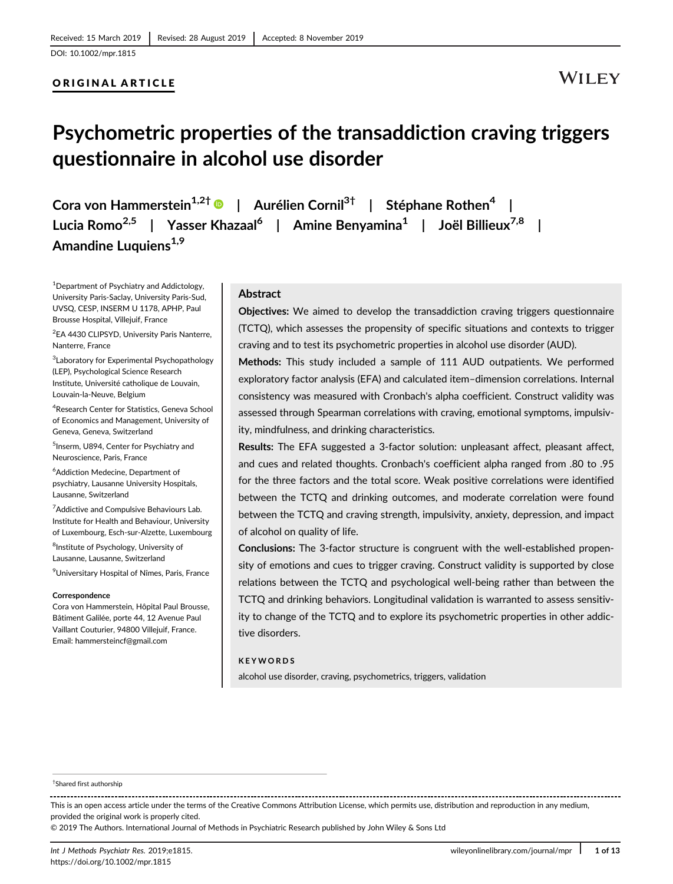Received: 15 March 2019 | Revised: 28 August 2019 | Accepted: 8 November 2019

DOI: 10.1002/mpr.1815

ORIGINAL ARTICLE

# Psychometric properties of the transaddiction craving triggers questionnaire in alcohol use disorder

Cora von Hammerstein[1,2†] | Aurélien Cornil[3†] | Stéphane Rothen[4] | Lucia Romo[2,5] | Yasser Khazaal[6] | Amine Benyamina[1] | Joël Billieux[7,8] | Amandine Luquiens[1,9]

[1]Department of Psychiatry and Addictology, University Paris-Saclay, University Paris-Sud, UVSQ, CESP, INSERM U 1178, APHP, Paul Brousse Hospital, Villejuif, France

[2]EA 4430 CLIPSYD, University Paris Nanterre, Nanterre, France

[3]Laboratory for Experimental Psychopathology (LEP), Psychological Science Research Institute, Université catholique de Louvain, Louvain-la-Neuve, Belgium

[4]Research Center for Statistics, Geneva School of Economics and Management, University of Geneva, Geneva, Switzerland

[5]Inserm, U894, Center for Psychiatry and Neuroscience, Paris, France

[6]Addiction Medecine, Department of psychiatry, Lausanne University Hospitals, Lausanne, Switzerland

[7]Addictive and Compulsive Behaviours Lab. Institute for Health and Behaviour, University of Luxembourg, Esch-sur-Alzette, Luxembourg

[8]Institute of Psychology, University of Lausanne, Lausanne, Switzerland

[9]Universitary Hospital of Nîmes, Paris, France

**Correspondence**
Cora von Hammerstein, Hôpital Paul Brousse, Bâtiment Galilée, porte 44, 12 Avenue Paul Vaillant Couturier, 94800 Villejuif, France.
Email: hammersteincf@gmail.com

## Abstract

**Objectives:** We aimed to develop the transaddiction craving triggers questionnaire (TCTQ), which assesses the propensity of specific situations and contexts to trigger craving and to test its psychometric properties in alcohol use disorder (AUD).

**Methods:** This study included a sample of 111 AUD outpatients. We performed exploratory factor analysis (EFA) and calculated item–dimension correlations. Internal consistency was measured with Cronbach's alpha coefficient. Construct validity was assessed through Spearman correlations with craving, emotional symptoms, impulsivity, mindfulness, and drinking characteristics.

**Results:** The EFA suggested a 3-factor solution: unpleasant affect, pleasant affect, and cues and related thoughts. Cronbach's coefficient alpha ranged from .80 to .95 for the three factors and the total score. Weak positive correlations were identified between the TCTQ and drinking outcomes, and moderate correlation were found between the TCTQ and craving strength, impulsivity, anxiety, depression, and impact of alcohol on quality of life.

**Conclusions:** The 3-factor structure is congruent with the well-established propensity of emotions and cues to trigger craving. Construct validity is supported by close relations between the TCTQ and psychological well-being rather than between the TCTQ and drinking behaviors. Longitudinal validation is warranted to assess sensitivity to change of the TCTQ and to explore its psychometric properties in other addictive disorders.

**KEYWORDS**

alcohol use disorder, craving, psychometrics, triggers, validation

†Shared first authorship

This is an open access article under the terms of the Creative Commons Attribution License, which permits use, distribution and reproduction in any medium, provided the original work is properly cited.

© 2019 The Authors. International Journal of Methods in Psychiatric Research published by John Wiley & Sons Ltd

*Int J Methods Psychiatr Res.* 2019;e1815.
https://doi.org/10.1002/mpr.1815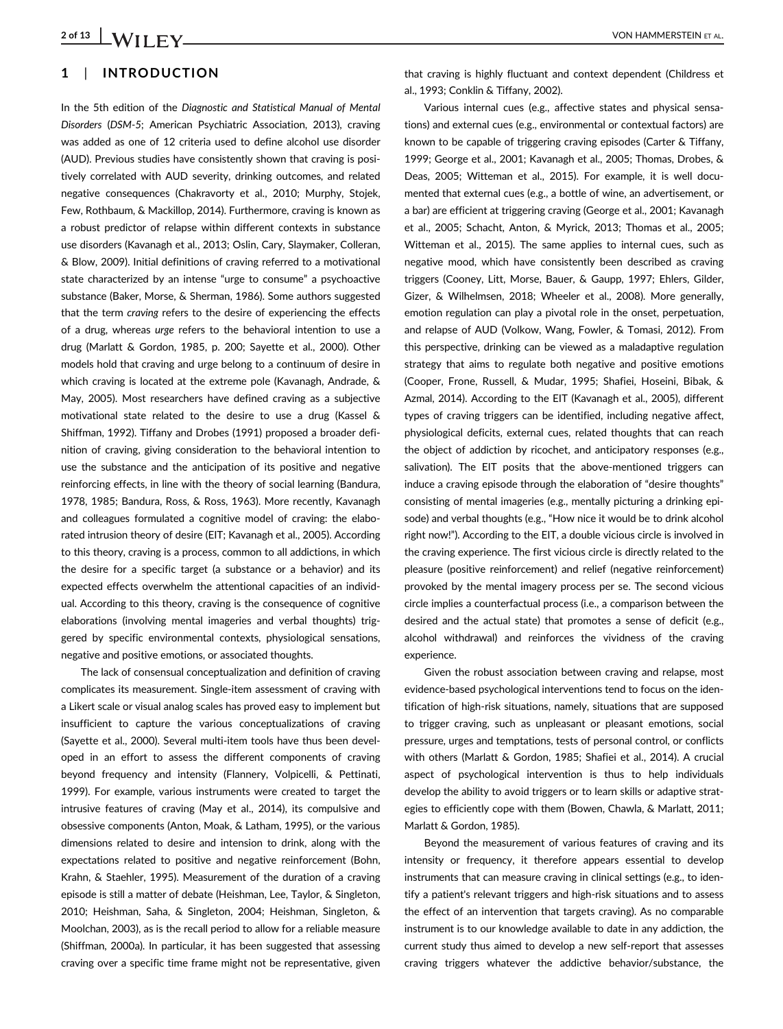## 1 | INTRODUCTION

In the 5th edition of the *Diagnostic and Statistical Manual of Mental Disorders* (*DSM-5*; American Psychiatric Association, 2013), craving was added as one of 12 criteria used to define alcohol use disorder (AUD). Previous studies have consistently shown that craving is positively correlated with AUD severity, drinking outcomes, and related negative consequences (Chakravorty et al., 2010; Murphy, Stojek, Few, Rothbaum, & Mackillop, 2014). Furthermore, craving is known as a robust predictor of relapse within different contexts in substance use disorders (Kavanagh et al., 2013; Oslin, Cary, Slaymaker, Colleran, & Blow, 2009). Initial definitions of craving referred to a motivational state characterized by an intense "urge to consume" a psychoactive substance (Baker, Morse, & Sherman, 1986). Some authors suggested that the term *craving* refers to the desire of experiencing the effects of a drug, whereas *urge* refers to the behavioral intention to use a drug (Marlatt & Gordon, 1985, p. 200; Sayette et al., 2000). Other models hold that craving and urge belong to a continuum of desire in which craving is located at the extreme pole (Kavanagh, Andrade, & May, 2005). Most researchers have defined craving as a subjective motivational state related to the desire to use a drug (Kassel & Shiffman, 1992). Tiffany and Drobes (1991) proposed a broader definition of craving, giving consideration to the behavioral intention to use the substance and the anticipation of its positive and negative reinforcing effects, in line with the theory of social learning (Bandura, 1978, 1985; Bandura, Ross, & Ross, 1963). More recently, Kavanagh and colleagues formulated a cognitive model of craving: the elaborated intrusion theory of desire (EIT; Kavanagh et al., 2005). According to this theory, craving is a process, common to all addictions, in which the desire for a specific target (a substance or a behavior) and its expected effects overwhelm the attentional capacities of an individual. According to this theory, craving is the consequence of cognitive elaborations (involving mental imageries and verbal thoughts) triggered by specific environmental contexts, physiological sensations, negative and positive emotions, or associated thoughts.

The lack of consensual conceptualization and definition of craving complicates its measurement. Single-item assessment of craving with a Likert scale or visual analog scales has proved easy to implement but insufficient to capture the various conceptualizations of craving (Sayette et al., 2000). Several multi-item tools have thus been developed in an effort to assess the different components of craving beyond frequency and intensity (Flannery, Volpicelli, & Pettinati, 1999). For example, various instruments were created to target the intrusive features of craving (May et al., 2014), its compulsive and obsessive components (Anton, Moak, & Latham, 1995), or the various dimensions related to desire and intension to drink, along with the expectations related to positive and negative reinforcement (Bohn, Krahn, & Staehler, 1995). Measurement of the duration of a craving episode is still a matter of debate (Heishman, Lee, Taylor, & Singleton, 2010; Heishman, Saha, & Singleton, 2004; Heishman, Singleton, & Moolchan, 2003), as is the recall period to allow for a reliable measure (Shiffman, 2000a). In particular, it has been suggested that assessing craving over a specific time frame might not be representative, given that craving is highly fluctuant and context dependent (Childress et al., 1993; Conklin & Tiffany, 2002).

Various internal cues (e.g., affective states and physical sensations) and external cues (e.g., environmental or contextual factors) are known to be capable of triggering craving episodes (Carter & Tiffany, 1999; George et al., 2001; Kavanagh et al., 2005; Thomas, Drobes, & Deas, 2005; Witteman et al., 2015). For example, it is well documented that external cues (e.g., a bottle of wine, an advertisement, or a bar) are efficient at triggering craving (George et al., 2001; Kavanagh et al., 2005; Schacht, Anton, & Myrick, 2013; Thomas et al., 2005; Witteman et al., 2015). The same applies to internal cues, such as negative mood, which have consistently been described as craving triggers (Cooney, Litt, Morse, Bauer, & Gaupp, 1997; Ehlers, Gilder, Gizer, & Wilhelmsen, 2018; Wheeler et al., 2008). More generally, emotion regulation can play a pivotal role in the onset, perpetuation, and relapse of AUD (Volkow, Wang, Fowler, & Tomasi, 2012). From this perspective, drinking can be viewed as a maladaptive regulation strategy that aims to regulate both negative and positive emotions (Cooper, Frone, Russell, & Mudar, 1995; Shafiei, Hoseini, Bibak, & Azmal, 2014). According to the EIT (Kavanagh et al., 2005), different types of craving triggers can be identified, including negative affect, physiological deficits, external cues, related thoughts that can reach the object of addiction by ricochet, and anticipatory responses (e.g., salivation). The EIT posits that the above-mentioned triggers can induce a craving episode through the elaboration of "desire thoughts" consisting of mental imageries (e.g., mentally picturing a drinking episode) and verbal thoughts (e.g., "How nice it would be to drink alcohol right now!"). According to the EIT, a double vicious circle is involved in the craving experience. The first vicious circle is directly related to the pleasure (positive reinforcement) and relief (negative reinforcement) provoked by the mental imagery process per se. The second vicious circle implies a counterfactual process (i.e., a comparison between the desired and the actual state) that promotes a sense of deficit (e.g., alcohol withdrawal) and reinforces the vividness of the craving experience.

Given the robust association between craving and relapse, most evidence-based psychological interventions tend to focus on the identification of high-risk situations, namely, situations that are supposed to trigger craving, such as unpleasant or pleasant emotions, social pressure, urges and temptations, tests of personal control, or conflicts with others (Marlatt & Gordon, 1985; Shafiei et al., 2014). A crucial aspect of psychological intervention is thus to help individuals develop the ability to avoid triggers or to learn skills or adaptive strategies to efficiently cope with them (Bowen, Chawla, & Marlatt, 2011; Marlatt & Gordon, 1985).

Beyond the measurement of various features of craving and its intensity or frequency, it therefore appears essential to develop instruments that can measure craving in clinical settings (e.g., to identify a patient's relevant triggers and high-risk situations and to assess the effect of an intervention that targets craving). As no comparable instrument is to our knowledge available to date in any addiction, the current study thus aimed to develop a new self-report that assesses craving triggers whatever the addictive behavior/substance, the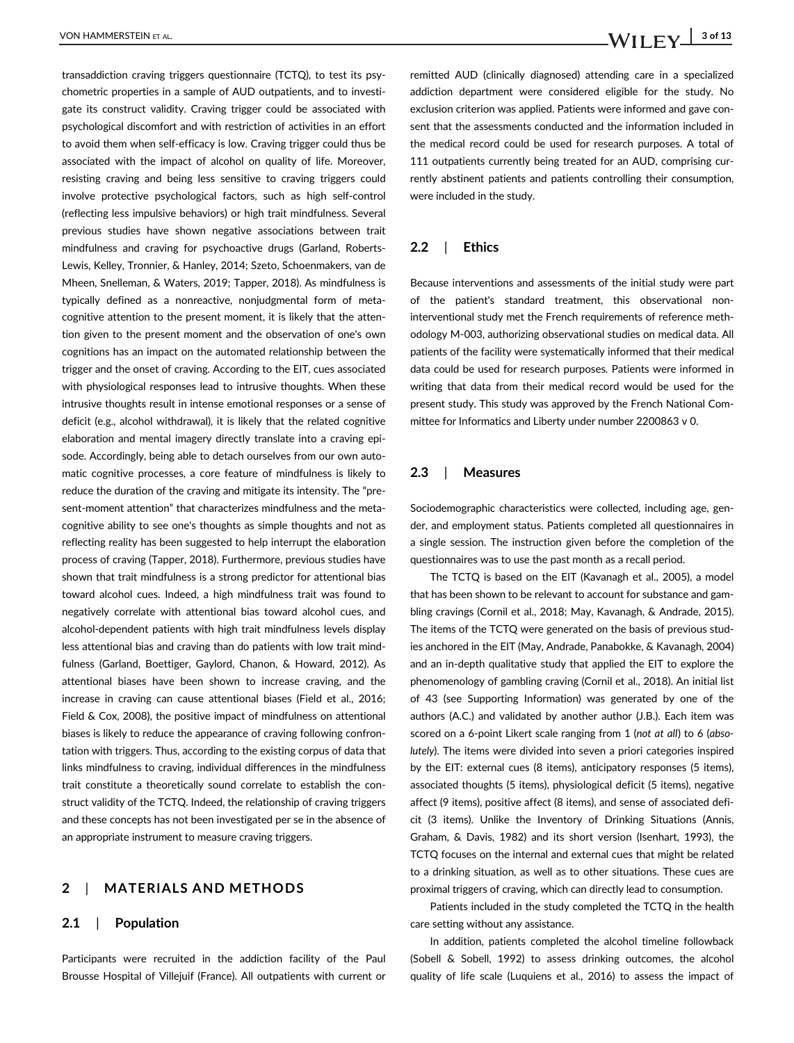transaddiction craving triggers questionnaire (TCTQ), to test its psychometric properties in a sample of AUD outpatients, and to investigate its construct validity. Craving trigger could be associated with psychological discomfort and with restriction of activities in an effort to avoid them when self-efficacy is low. Craving trigger could thus be associated with the impact of alcohol on quality of life. Moreover, resisting craving and being less sensitive to craving triggers could involve protective psychological factors, such as high self-control (reflecting less impulsive behaviors) or high trait mindfulness. Several previous studies have shown negative associations between trait mindfulness and craving for psychoactive drugs (Garland, Roberts-Lewis, Kelley, Tronnier, & Hanley, 2014; Szeto, Schoenmakers, van de Mheen, Snelleman, & Waters, 2019; Tapper, 2018). As mindfulness is typically defined as a nonreactive, nonjudgmental form of metacognitive attention to the present moment, it is likely that the attention given to the present moment and the observation of one's own cognitions has an impact on the automated relationship between the trigger and the onset of craving. According to the EIT, cues associated with physiological responses lead to intrusive thoughts. When these intrusive thoughts result in intense emotional responses or a sense of deficit (e.g., alcohol withdrawal), it is likely that the related cognitive elaboration and mental imagery directly translate into a craving episode. Accordingly, being able to detach ourselves from our own automatic cognitive processes, a core feature of mindfulness is likely to reduce the duration of the craving and mitigate its intensity. The "present-moment attention" that characterizes mindfulness and the metacognitive ability to see one's thoughts as simple thoughts and not as reflecting reality has been suggested to help interrupt the elaboration process of craving (Tapper, 2018). Furthermore, previous studies have shown that trait mindfulness is a strong predictor for attentional bias toward alcohol cues. Indeed, a high mindfulness trait was found to negatively correlate with attentional bias toward alcohol cues, and alcohol-dependent patients with high trait mindfulness levels display less attentional bias and craving than do patients with low trait mindfulness (Garland, Boettiger, Gaylord, Chanon, & Howard, 2012). As attentional biases have been shown to increase craving, and the increase in craving can cause attentional biases (Field et al., 2016; Field & Cox, 2008), the positive impact of mindfulness on attentional biases is likely to reduce the appearance of craving following confrontation with triggers. Thus, according to the existing corpus of data that links mindfulness to craving, individual differences in the mindfulness trait constitute a theoretically sound correlate to establish the construct validity of the TCTQ. Indeed, the relationship of craving triggers and these concepts has not been investigated per se in the absence of an appropriate instrument to measure craving triggers.

## 2 | MATERIALS AND METHODS

### 2.1 | Population

Participants were recruited in the addiction facility of the Paul Brousse Hospital of Villejuif (France). All outpatients with current or remitted AUD (clinically diagnosed) attending care in a specialized addiction department were considered eligible for the study. No exclusion criterion was applied. Patients were informed and gave consent that the assessments conducted and the information included in the medical record could be used for research purposes. A total of 111 outpatients currently being treated for an AUD, comprising currently abstinent patients and patients controlling their consumption, were included in the study.

### 2.2 | Ethics

Because interventions and assessments of the initial study were part of the patient's standard treatment, this observational noninterventional study met the French requirements of reference methodology M-003, authorizing observational studies on medical data. All patients of the facility were systematically informed that their medical data could be used for research purposes. Patients were informed in writing that data from their medical record would be used for the present study. This study was approved by the French National Committee for Informatics and Liberty under number 2200863 v 0.

### 2.3 | Measures

Sociodemographic characteristics were collected, including age, gender, and employment status. Patients completed all questionnaires in a single session. The instruction given before the completion of the questionnaires was to use the past month as a recall period.

The TCTQ is based on the EIT (Kavanagh et al., 2005), a model that has been shown to be relevant to account for substance and gambling cravings (Cornil et al., 2018; May, Kavanagh, & Andrade, 2015). The items of the TCTQ were generated on the basis of previous studies anchored in the EIT (May, Andrade, Panabokke, & Kavanagh, 2004) and an in-depth qualitative study that applied the EIT to explore the phenomenology of gambling craving (Cornil et al., 2018). An initial list of 43 (see Supporting Information) was generated by one of the authors (A.C.) and validated by another author (J.B.). Each item was scored on a 6-point Likert scale ranging from 1 (*not at all*) to 6 (*absolutely*). The items were divided into seven a priori categories inspired by the EIT: external cues (8 items), anticipatory responses (5 items), associated thoughts (5 items), physiological deficit (5 items), negative affect (9 items), positive affect (8 items), and sense of associated deficit (3 items). Unlike the Inventory of Drinking Situations (Annis, Graham, & Davis, 1982) and its short version (Isenhart, 1993), the TCTQ focuses on the internal and external cues that might be related to a drinking situation, as well as to other situations. These cues are proximal triggers of craving, which can directly lead to consumption.

Patients included in the study completed the TCTQ in the health care setting without any assistance.

In addition, patients completed the alcohol timeline followback (Sobell & Sobell, 1992) to assess drinking outcomes, the alcohol quality of life scale (Luquiens et al., 2016) to assess the impact of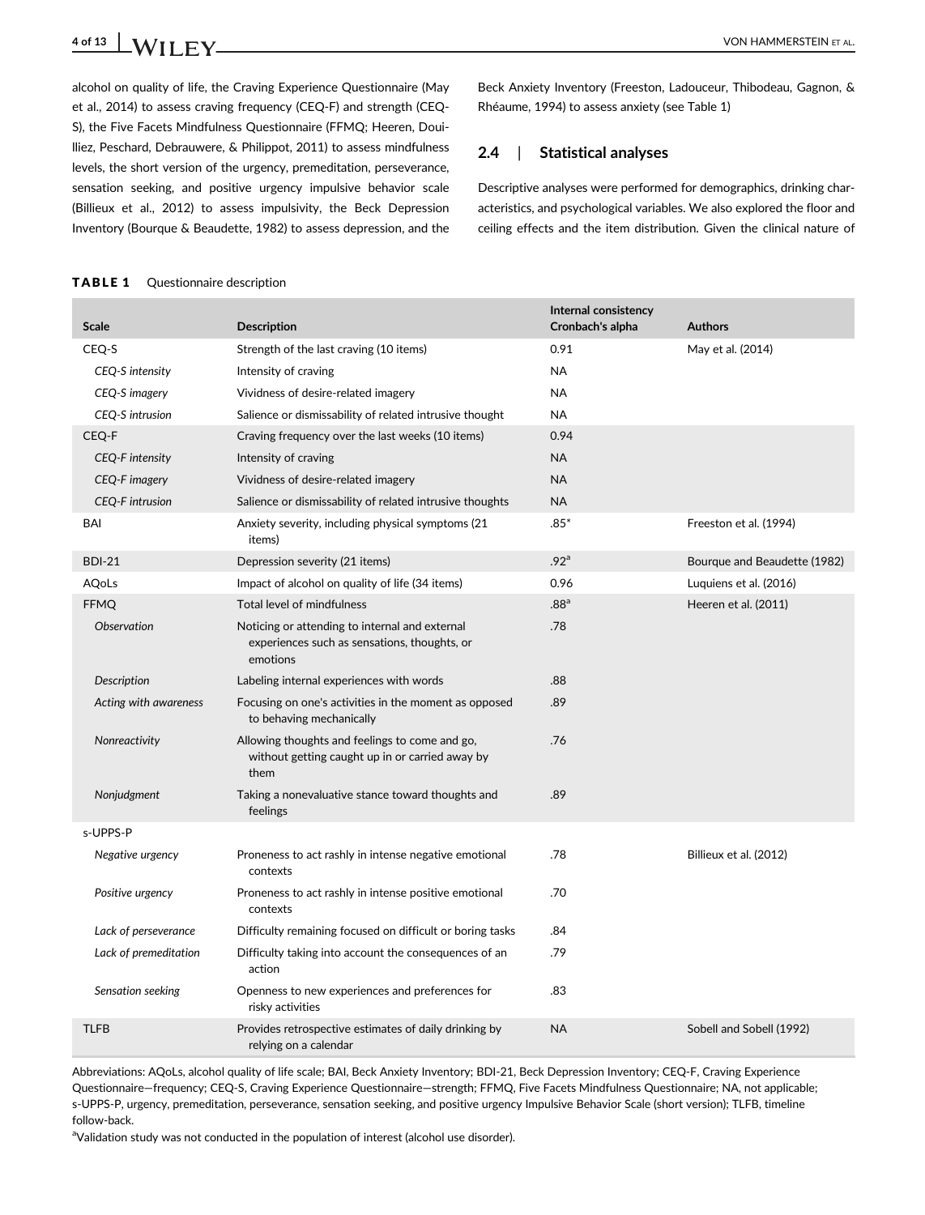alcohol on quality of life, the Craving Experience Questionnaire (May et al., 2014) to assess craving frequency (CEQ-F) and strength (CEQ-S), the Five Facets Mindfulness Questionnaire (FFMQ; Heeren, Douilliez, Peschard, Debrauwere, & Philippot, 2011) to assess mindfulness levels, the short version of the urgency, premeditation, perseverance, sensation seeking, and positive urgency impulsive behavior scale (Billieux et al., 2012) to assess impulsivity, the Beck Depression Inventory (Bourque & Beaudette, 1982) to assess depression, and the Beck Anxiety Inventory (Freeston, Ladouceur, Thibodeau, Gagnon, & Rhéaume, 1994) to assess anxiety (see Table 1)

## 2.4 | Statistical analyses

Descriptive analyses were performed for demographics, drinking characteristics, and psychological variables. We also explored the floor and ceiling effects and the item distribution. Given the clinical nature of

**TABLE 1** Questionnaire description

| Scale | Description | Internal consistency Cronbach's alpha | Authors |
|---|---|---|---|
| CEQ-S | Strength of the last craving (10 items) | 0.91 | May et al. (2014) |
| *CEQ-S intensity* | Intensity of craving | NA | |
| *CEQ-S imagery* | Vividness of desire-related imagery | NA | |
| *CEQ-S intrusion* | Salience or dismissability of related intrusive thought | NA | |
| CEQ-F | Craving frequency over the last weeks (10 items) | 0.94 | |
| *CEQ-F intensity* | Intensity of craving | NA | |
| *CEQ-F imagery* | Vividness of desire-related imagery | NA | |
| *CEQ-F intrusion* | Salience or dismissability of related intrusive thoughts | NA | |
| BAI | Anxiety severity, including physical symptoms (21 items) | .85* | Freeston et al. (1994) |
| BDI-21 | Depression severity (21 items) | .92[a] | Bourque and Beaudette (1982) |
| AQoLs | Impact of alcohol on quality of life (34 items) | 0.96 | Luquiens et al. (2016) |
| FFMQ | Total level of mindfulness | .88[a] | Heeren et al. (2011) |
| *Observation* | Noticing or attending to internal and external experiences such as sensations, thoughts, or emotions | .78 | |
| *Description* | Labeling internal experiences with words | .88 | |
| *Acting with awareness* | Focusing on one's activities in the moment as opposed to behaving mechanically | .89 | |
| *Nonreactivity* | Allowing thoughts and feelings to come and go, without getting caught up in or carried away by them | .76 | |
| *Nonjudgment* | Taking a nonevaluative stance toward thoughts and feelings | .89 | |
| s-UPPS-P | | | |
| *Negative urgency* | Proneness to act rashly in intense negative emotional contexts | .78 | Billieux et al. (2012) |
| *Positive urgency* | Proneness to act rashly in intense positive emotional contexts | .70 | |
| *Lack of perseverance* | Difficulty remaining focused on difficult or boring tasks | .84 | |
| *Lack of premeditation* | Difficulty taking into account the consequences of an action | .79 | |
| *Sensation seeking* | Openness to new experiences and preferences for risky activities | .83 | |
| TLFB | Provides retrospective estimates of daily drinking by relying on a calendar | NA | Sobell and Sobell (1992) |

Abbreviations: AQoLs, alcohol quality of life scale; BAI, Beck Anxiety Inventory; BDI-21, Beck Depression Inventory; CEQ-F, Craving Experience Questionnaire—frequency; CEQ-S, Craving Experience Questionnaire—strength; FFMQ, Five Facets Mindfulness Questionnaire; NA, not applicable; s-UPPS-P, urgency, premeditation, perseverance, sensation seeking, and positive urgency Impulsive Behavior Scale (short version); TLFB, timeline follow-back.

[a]Validation study was not conducted in the population of interest (alcohol use disorder).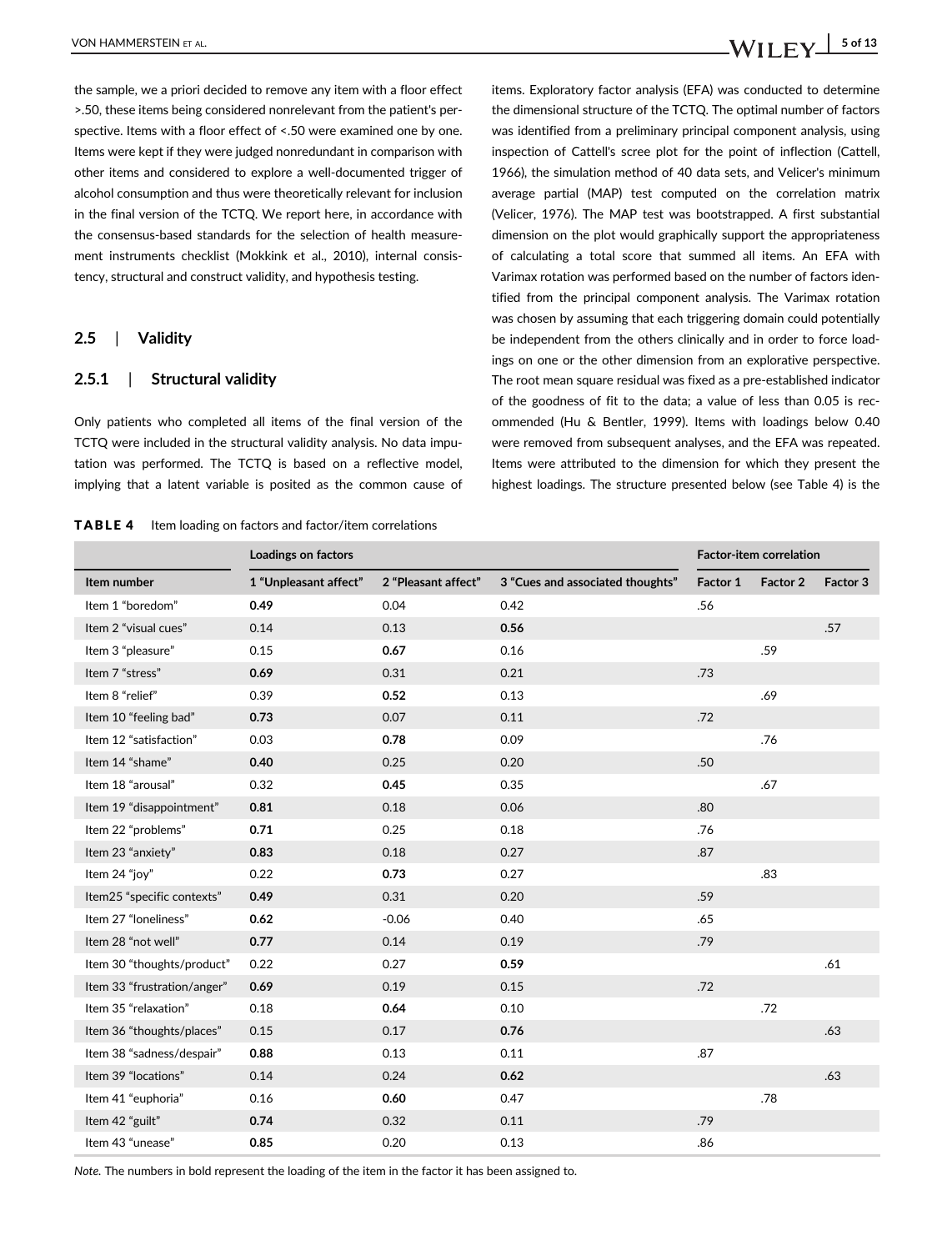the sample, we a priori decided to remove any item with a floor effect >.50, these items being considered nonrelevant from the patient's perspective. Items with a floor effect of <.50 were examined one by one. Items were kept if they were judged nonredundant in comparison with other items and considered to explore a well-documented trigger of alcohol consumption and thus were theoretically relevant for inclusion in the final version of the TCTQ. We report here, in accordance with the consensus-based standards for the selection of health measurement instruments checklist (Mokkink et al., 2010), internal consistency, structural and construct validity, and hypothesis testing.

## 2.5 | Validity

### 2.5.1 | Structural validity

Only patients who completed all items of the final version of the TCTQ were included in the structural validity analysis. No data imputation was performed. The TCTQ is based on a reflective model, implying that a latent variable is posited as the common cause of items. Exploratory factor analysis (EFA) was conducted to determine the dimensional structure of the TCTQ. The optimal number of factors was identified from a preliminary principal component analysis, using inspection of Cattell's scree plot for the point of inflection (Cattell, 1966), the simulation method of 40 data sets, and Velicer's minimum average partial (MAP) test computed on the correlation matrix (Velicer, 1976). The MAP test was bootstrapped. A first substantial dimension on the plot would graphically support the appropriateness of calculating a total score that summed all items. An EFA with Varimax rotation was performed based on the number of factors identified from the principal component analysis. The Varimax rotation was chosen by assuming that each triggering domain could potentially be independent from the others clinically and in order to force loadings on one or the other dimension from an explorative perspective. The root mean square residual was fixed as a pre-established indicator of the goodness of fit to the data; a value of less than 0.05 is recommended (Hu & Bentler, 1999). Items with loadings below 0.40 were removed from subsequent analyses, and the EFA was repeated. Items were attributed to the dimension for which they present the highest loadings. The structure presented below (see Table 4) is the

**TABLE 4** Item loading on factors and factor/item correlations

| | Loadings on factors | | | Factor-item correlation | | |
|---|---|---|---|---|---|---|
| Item number | 1 "Unpleasant affect" | 2 "Pleasant affect" | 3 "Cues and associated thoughts" | Factor 1 | Factor 2 | Factor 3 |
| Item 1 "boredom" | **0.49** | 0.04 | 0.42 | .56 | | |
| Item 2 "visual cues" | 0.14 | 0.13 | **0.56** | | | .57 |
| Item 3 "pleasure" | 0.15 | **0.67** | 0.16 | | .59 | |
| Item 7 "stress" | **0.69** | 0.31 | 0.21 | .73 | | |
| Item 8 "relief" | 0.39 | **0.52** | 0.13 | | .69 | |
| Item 10 "feeling bad" | **0.73** | 0.07 | 0.11 | .72 | | |
| Item 12 "satisfaction" | 0.03 | **0.78** | 0.09 | | .76 | |
| Item 14 "shame" | **0.40** | 0.25 | 0.20 | .50 | | |
| Item 18 "arousal" | 0.32 | **0.45** | 0.35 | | .67 | |
| Item 19 "disappointment" | **0.81** | 0.18 | 0.06 | .80 | | |
| Item 22 "problems" | **0.71** | 0.25 | 0.18 | .76 | | |
| Item 23 "anxiety" | **0.83** | 0.18 | 0.27 | .87 | | |
| Item 24 "joy" | 0.22 | **0.73** | 0.27 | | .83 | |
| Item25 "specific contexts" | **0.49** | 0.31 | 0.20 | .59 | | |
| Item 27 "loneliness" | **0.62** | -0.06 | 0.40 | .65 | | |
| Item 28 "not well" | **0.77** | 0.14 | 0.19 | .79 | | |
| Item 30 "thoughts/product" | 0.22 | 0.27 | **0.59** | | | .61 |
| Item 33 "frustration/anger" | **0.69** | 0.19 | 0.15 | .72 | | |
| Item 35 "relaxation" | 0.18 | **0.64** | 0.10 | | .72 | |
| Item 36 "thoughts/places" | 0.15 | 0.17 | **0.76** | | | .63 |
| Item 38 "sadness/despair" | **0.88** | 0.13 | 0.11 | .87 | | |
| Item 39 "locations" | 0.14 | 0.24 | **0.62** | | | .63 |
| Item 41 "euphoria" | 0.16 | **0.60** | 0.47 | | .78 | |
| Item 42 "guilt" | **0.74** | 0.32 | 0.11 | .79 | | |
| Item 43 "unease" | **0.85** | 0.20 | 0.13 | .86 | | |

*Note.* The numbers in bold represent the loading of the item in the factor it has been assigned to.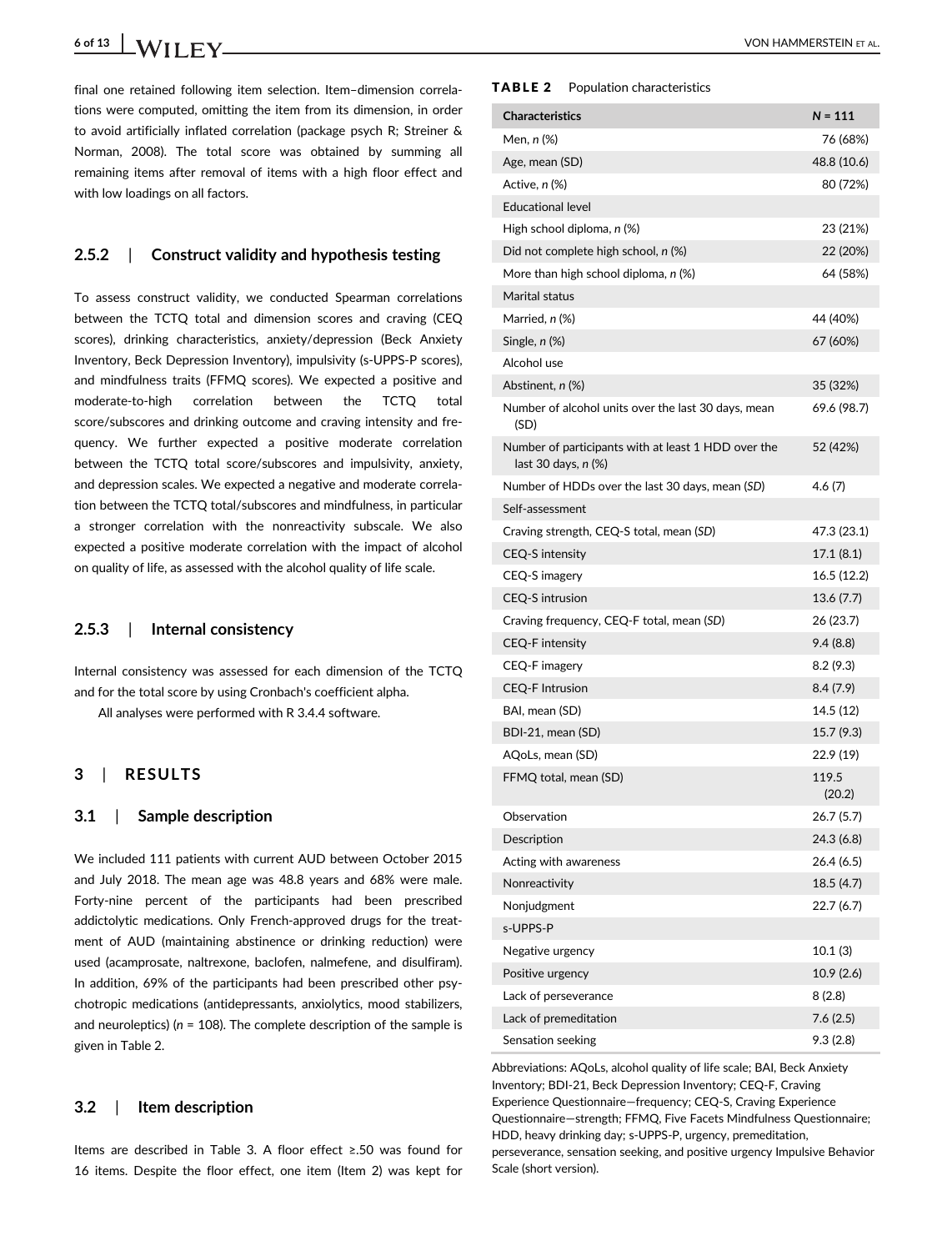final one retained following item selection. Item–dimension correlations were computed, omitting the item from its dimension, in order to avoid artificially inflated correlation (package psych R; Streiner & Norman, 2008). The total score was obtained by summing all remaining items after removal of items with a high floor effect and with low loadings on all factors.

### 2.5.2 | Construct validity and hypothesis testing

To assess construct validity, we conducted Spearman correlations between the TCTQ total and dimension scores and craving (CEQ scores), drinking characteristics, anxiety/depression (Beck Anxiety Inventory, Beck Depression Inventory), impulsivity (s-UPPS-P scores), and mindfulness traits (FFMQ scores). We expected a positive and moderate-to-high correlation between the TCTQ total score/subscores and drinking outcome and craving intensity and frequency. We further expected a positive moderate correlation between the TCTQ total score/subscores and impulsivity, anxiety, and depression scales. We expected a negative and moderate correlation between the TCTQ total/subscores and mindfulness, in particular a stronger correlation with the nonreactivity subscale. We also expected a positive moderate correlation with the impact of alcohol on quality of life, as assessed with the alcohol quality of life scale.

### 2.5.3 | Internal consistency

Internal consistency was assessed for each dimension of the TCTQ and for the total score by using Cronbach's coefficient alpha.

All analyses were performed with R 3.4.4 software.

## 3 | RESULTS

### 3.1 | Sample description

We included 111 patients with current AUD between October 2015 and July 2018. The mean age was 48.8 years and 68% were male. Forty-nine percent of the participants had been prescribed addictolytic medications. Only French-approved drugs for the treatment of AUD (maintaining abstinence or drinking reduction) were used (acamprosate, naltrexone, baclofen, nalmefene, and disulfiram). In addition, 69% of the participants had been prescribed other psychotropic medications (antidepressants, anxiolytics, mood stabilizers, and neuroleptics) (*n* = 108). The complete description of the sample is given in Table 2.

### 3.2 | Item description

Items are described in Table 3. A floor effect ≥.50 was found for 16 items. Despite the floor effect, one item (Item 2) was kept for

**TABLE 2** Population characteristics

| Characteristics | N = 111 |
|---|---|
| Men, *n* (%) | 76 (68%) |
| Age, mean (SD) | 48.8 (10.6) |
| Active, *n* (%) | 80 (72%) |
| Educational level | |
| High school diploma, *n* (%) | 23 (21%) |
| Did not complete high school, *n* (%) | 22 (20%) |
| More than high school diploma, *n* (%) | 64 (58%) |
| Marital status | |
| Married, *n* (%) | 44 (40%) |
| Single, *n* (%) | 67 (60%) |
| Alcohol use | |
| Abstinent, *n* (%) | 35 (32%) |
| Number of alcohol units over the last 30 days, mean (SD) | 69.6 (98.7) |
| Number of participants with at least 1 HDD over the last 30 days, *n* (%) | 52 (42%) |
| Number of HDDs over the last 30 days, mean (*SD*) | 4.6 (7) |
| Self-assessment | |
| Craving strength, CEQ-S total, mean (*SD*) | 47.3 (23.1) |
| CEQ-S intensity | 17.1 (8.1) |
| CEQ-S imagery | 16.5 (12.2) |
| CEQ-S intrusion | 13.6 (7.7) |
| Craving frequency, CEQ-F total, mean (*SD*) | 26 (23.7) |
| CEQ-F intensity | 9.4 (8.8) |
| CEQ-F imagery | 8.2 (9.3) |
| CEQ-F Intrusion | 8.4 (7.9) |
| BAI, mean (SD) | 14.5 (12) |
| BDI-21, mean (SD) | 15.7 (9.3) |
| AQoLs, mean (SD) | 22.9 (19) |
| FFMQ total, mean (SD) | 119.5 (20.2) |
| Observation | 26.7 (5.7) |
| Description | 24.3 (6.8) |
| Acting with awareness | 26.4 (6.5) |
| Nonreactivity | 18.5 (4.7) |
| Nonjudgment | 22.7 (6.7) |
| s-UPPS-P | |
| Negative urgency | 10.1 (3) |
| Positive urgency | 10.9 (2.6) |
| Lack of perseverance | 8 (2.8) |
| Lack of premeditation | 7.6 (2.5) |
| Sensation seeking | 9.3 (2.8) |

Abbreviations: AQoLs, alcohol quality of life scale; BAI, Beck Anxiety Inventory; BDI-21, Beck Depression Inventory; CEQ-F, Craving Experience Questionnaire—frequency; CEQ-S, Craving Experience Questionnaire—strength; FFMQ, Five Facets Mindfulness Questionnaire; HDD, heavy drinking day; s-UPPS-P, urgency, premeditation, perseverance, sensation seeking, and positive urgency Impulsive Behavior Scale (short version).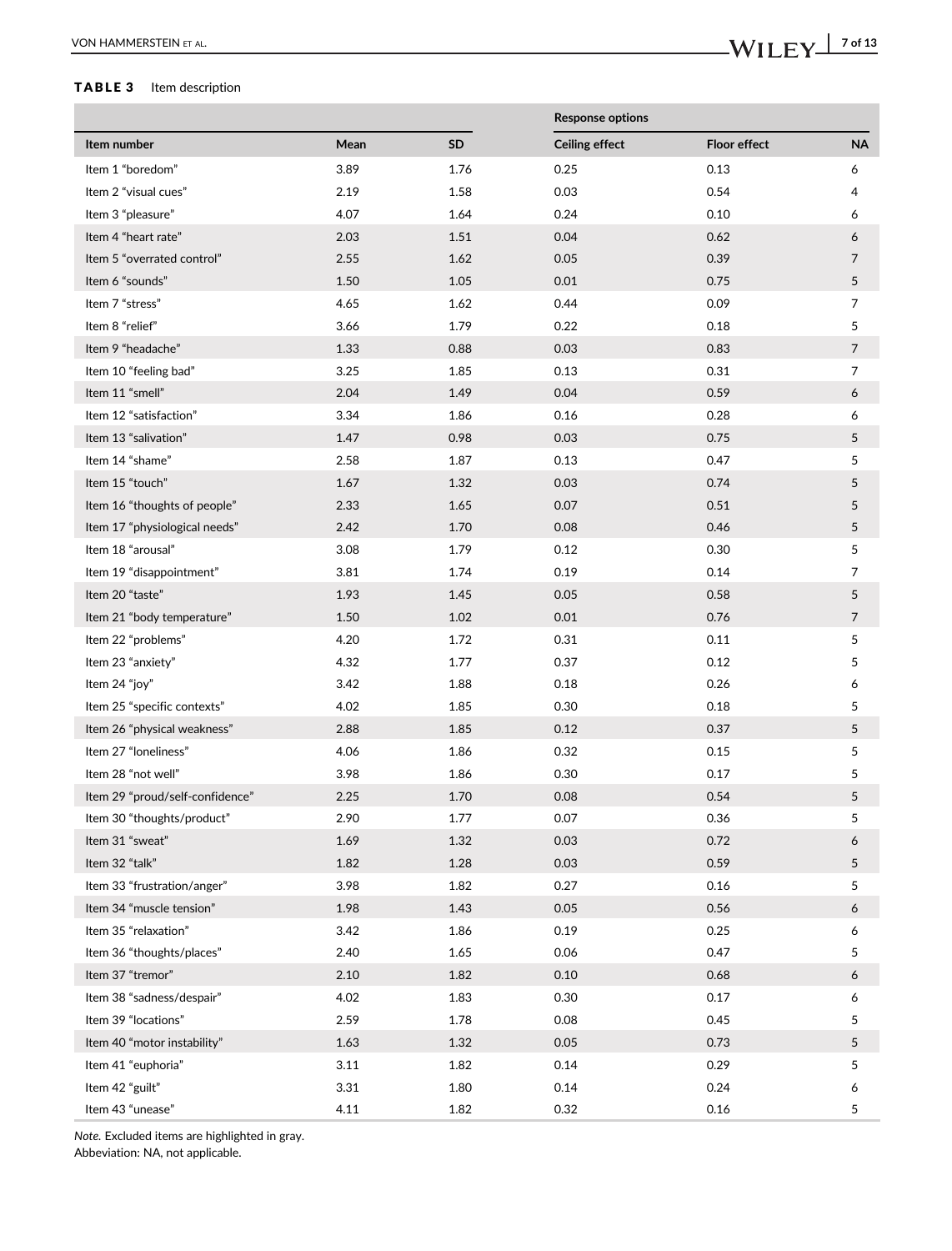**TABLE 3** Item description

| | | | Response options | | |
|---|---|---|---|---|---|
| Item number | Mean | SD | Ceiling effect | Floor effect | NA |
| Item 1 "boredom" | 3.89 | 1.76 | 0.25 | 0.13 | 6 |
| Item 2 "visual cues" | 2.19 | 1.58 | 0.03 | 0.54 | 4 |
| Item 3 "pleasure" | 4.07 | 1.64 | 0.24 | 0.10 | 6 |
| Item 4 "heart rate" | 2.03 | 1.51 | 0.04 | 0.62 | 6 |
| Item 5 "overrated control" | 2.55 | 1.62 | 0.05 | 0.39 | 7 |
| Item 6 "sounds" | 1.50 | 1.05 | 0.01 | 0.75 | 5 |
| Item 7 "stress" | 4.65 | 1.62 | 0.44 | 0.09 | 7 |
| Item 8 "relief" | 3.66 | 1.79 | 0.22 | 0.18 | 5 |
| Item 9 "headache" | 1.33 | 0.88 | 0.03 | 0.83 | 7 |
| Item 10 "feeling bad" | 3.25 | 1.85 | 0.13 | 0.31 | 7 |
| Item 11 "smell" | 2.04 | 1.49 | 0.04 | 0.59 | 6 |
| Item 12 "satisfaction" | 3.34 | 1.86 | 0.16 | 0.28 | 6 |
| Item 13 "salivation" | 1.47 | 0.98 | 0.03 | 0.75 | 5 |
| Item 14 "shame" | 2.58 | 1.87 | 0.13 | 0.47 | 5 |
| Item 15 "touch" | 1.67 | 1.32 | 0.03 | 0.74 | 5 |
| Item 16 "thoughts of people" | 2.33 | 1.65 | 0.07 | 0.51 | 5 |
| Item 17 "physiological needs" | 2.42 | 1.70 | 0.08 | 0.46 | 5 |
| Item 18 "arousal" | 3.08 | 1.79 | 0.12 | 0.30 | 5 |
| Item 19 "disappointment" | 3.81 | 1.74 | 0.19 | 0.14 | 7 |
| Item 20 "taste" | 1.93 | 1.45 | 0.05 | 0.58 | 5 |
| Item 21 "body temperature" | 1.50 | 1.02 | 0.01 | 0.76 | 7 |
| Item 22 "problems" | 4.20 | 1.72 | 0.31 | 0.11 | 5 |
| Item 23 "anxiety" | 4.32 | 1.77 | 0.37 | 0.12 | 5 |
| Item 24 "joy" | 3.42 | 1.88 | 0.18 | 0.26 | 6 |
| Item 25 "specific contexts" | 4.02 | 1.85 | 0.30 | 0.18 | 5 |
| Item 26 "physical weakness" | 2.88 | 1.85 | 0.12 | 0.37 | 5 |
| Item 27 "loneliness" | 4.06 | 1.86 | 0.32 | 0.15 | 5 |
| Item 28 "not well" | 3.98 | 1.86 | 0.30 | 0.17 | 5 |
| Item 29 "proud/self-confidence" | 2.25 | 1.70 | 0.08 | 0.54 | 5 |
| Item 30 "thoughts/product" | 2.90 | 1.77 | 0.07 | 0.36 | 5 |
| Item 31 "sweat" | 1.69 | 1.32 | 0.03 | 0.72 | 6 |
| Item 32 "talk" | 1.82 | 1.28 | 0.03 | 0.59 | 5 |
| Item 33 "frustration/anger" | 3.98 | 1.82 | 0.27 | 0.16 | 5 |
| Item 34 "muscle tension" | 1.98 | 1.43 | 0.05 | 0.56 | 6 |
| Item 35 "relaxation" | 3.42 | 1.86 | 0.19 | 0.25 | 6 |
| Item 36 "thoughts/places" | 2.40 | 1.65 | 0.06 | 0.47 | 5 |
| Item 37 "tremor" | 2.10 | 1.82 | 0.10 | 0.68 | 6 |
| Item 38 "sadness/despair" | 4.02 | 1.83 | 0.30 | 0.17 | 6 |
| Item 39 "locations" | 2.59 | 1.78 | 0.08 | 0.45 | 5 |
| Item 40 "motor instability" | 1.63 | 1.32 | 0.05 | 0.73 | 5 |
| Item 41 "euphoria" | 3.11 | 1.82 | 0.14 | 0.29 | 5 |
| Item 42 "guilt" | 3.31 | 1.80 | 0.14 | 0.24 | 6 |
| Item 43 "unease" | 4.11 | 1.82 | 0.32 | 0.16 | 5 |

*Note.* Excluded items are highlighted in gray.
Abbreviation: NA, not applicable.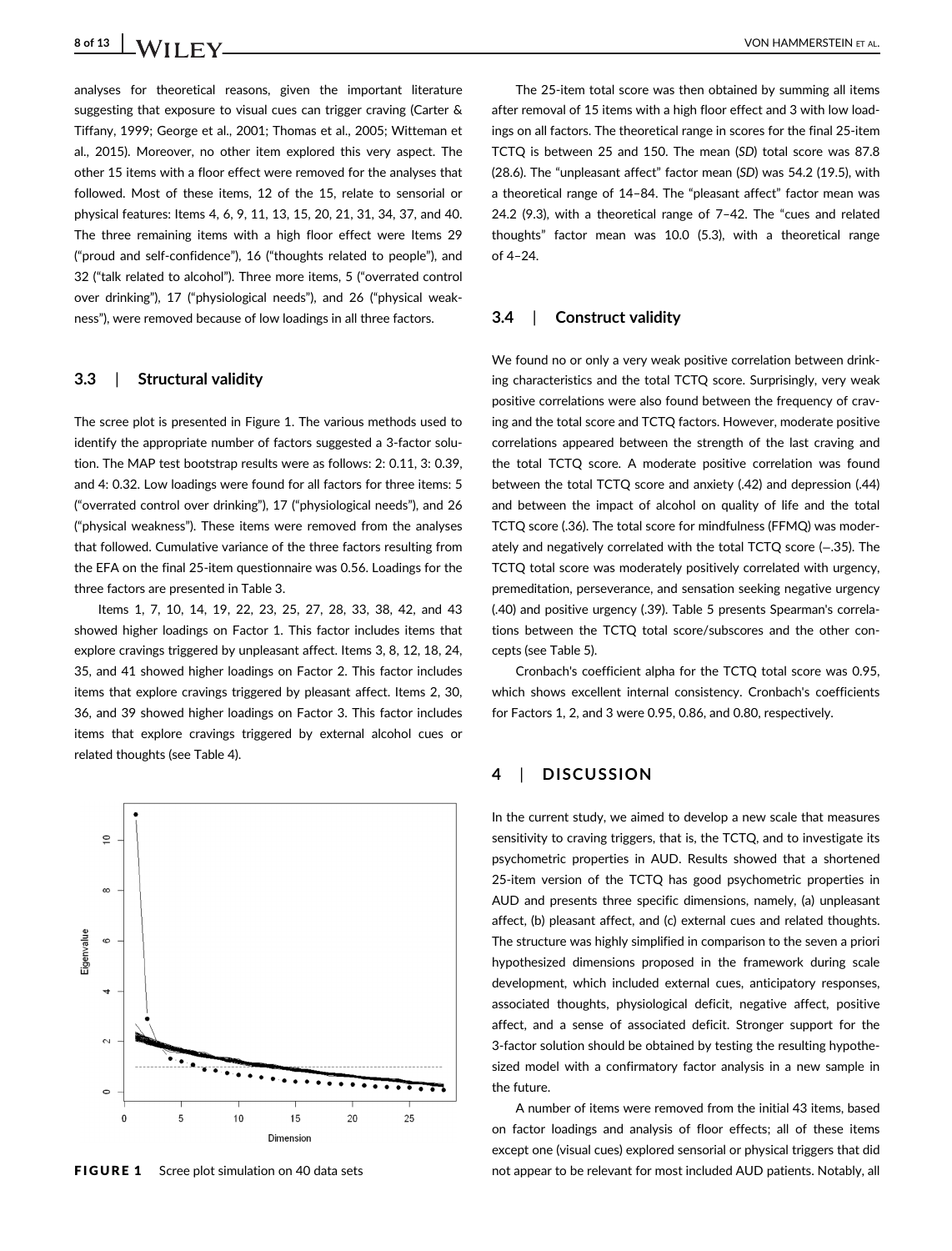analyses for theoretical reasons, given the important literature suggesting that exposure to visual cues can trigger craving (Carter & Tiffany, 1999; George et al., 2001; Thomas et al., 2005; Witteman et al., 2015). Moreover, no other item explored this very aspect. The other 15 items with a floor effect were removed for the analyses that followed. Most of these items, 12 of the 15, relate to sensorial or physical features: Items 4, 6, 9, 11, 13, 15, 20, 21, 31, 34, 37, and 40. The three remaining items with a high floor effect were Items 29 ("proud and self-confidence"), 16 ("thoughts related to people"), and 32 ("talk related to alcohol"). Three more items, 5 ("overrated control over drinking"), 17 ("physiological needs"), and 26 ("physical weakness"), were removed because of low loadings in all three factors.

### 3.3 | Structural validity

The scree plot is presented in Figure 1. The various methods used to identify the appropriate number of factors suggested a 3-factor solution. The MAP test bootstrap results were as follows: 2: 0.11, 3: 0.39, and 4: 0.32. Low loadings were found for all factors for three items: 5 ("overrated control over drinking"), 17 ("physiological needs"), and 26 ("physical weakness"). These items were removed from the analyses that followed. Cumulative variance of the three factors resulting from the EFA on the final 25-item questionnaire was 0.56. Loadings for the three factors are presented in Table 3.

Items 1, 7, 10, 14, 19, 22, 23, 25, 27, 28, 33, 38, 42, and 43 showed higher loadings on Factor 1. This factor includes items that explore cravings triggered by unpleasant affect. Items 3, 8, 12, 18, 24, 35, and 41 showed higher loadings on Factor 2. This factor includes items that explore cravings triggered by pleasant affect. Items 2, 30, 36, and 39 showed higher loadings on Factor 3. This factor includes items that explore cravings triggered by external alcohol cues or related thoughts (see Table 4).

**FIGURE 1** Scree plot simulation on 40 data sets

The 25-item total score was then obtained by summing all items after removal of 15 items with a high floor effect and 3 with low loadings on all factors. The theoretical range in scores for the final 25-item TCTQ is between 25 and 150. The mean (*SD*) total score was 87.8 (28.6). The "unpleasant affect" factor mean (*SD*) was 54.2 (19.5), with a theoretical range of 14–84. The "pleasant affect" factor mean was 24.2 (9.3), with a theoretical range of 7–42. The "cues and related thoughts" factor mean was 10.0 (5.3), with a theoretical range of 4–24.

### 3.4 | Construct validity

We found no or only a very weak positive correlation between drinking characteristics and the total TCTQ score. Surprisingly, very weak positive correlations were also found between the frequency of craving and the total score and TCTQ factors. However, moderate positive correlations appeared between the strength of the last craving and the total TCTQ score. A moderate positive correlation was found between the total TCTQ score and anxiety (.42) and depression (.44) and between the impact of alcohol on quality of life and the total TCTQ score (.36). The total score for mindfulness (FFMQ) was moderately and negatively correlated with the total TCTQ score (−.35). The TCTQ total score was moderately positively correlated with urgency, premeditation, perseverance, and sensation seeking negative urgency (.40) and positive urgency (.39). Table 5 presents Spearman's correlations between the TCTQ total score/subscores and the other concepts (see Table 5).

Cronbach's coefficient alpha for the TCTQ total score was 0.95, which shows excellent internal consistency. Cronbach's coefficients for Factors 1, 2, and 3 were 0.95, 0.86, and 0.80, respectively.

## 4 | DISCUSSION

In the current study, we aimed to develop a new scale that measures sensitivity to craving triggers, that is, the TCTQ, and to investigate its psychometric properties in AUD. Results showed that a shortened 25-item version of the TCTQ has good psychometric properties in AUD and presents three specific dimensions, namely, (a) unpleasant affect, (b) pleasant affect, and (c) external cues and related thoughts. The structure was highly simplified in comparison to the seven a priori hypothesized dimensions proposed in the framework during scale development, which included external cues, anticipatory responses, associated thoughts, physiological deficit, negative affect, positive affect, and a sense of associated deficit. Stronger support for the 3-factor solution should be obtained by testing the resulting hypothesized model with a confirmatory factor analysis in a new sample in the future.

A number of items were removed from the initial 43 items, based on factor loadings and analysis of floor effects; all of these items except one (visual cues) explored sensorial or physical triggers that did not appear to be relevant for most included AUD patients. Notably, all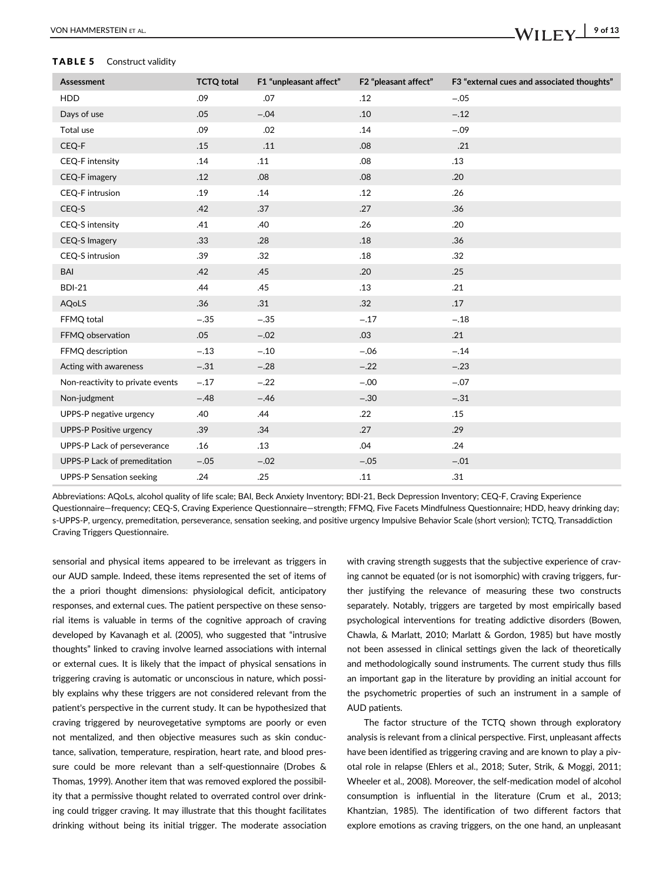**TABLE 5** Construct validity

| Assessment | TCTQ total | F1 "unpleasant affect" | F2 "pleasant affect" | F3 "external cues and associated thoughts" |
|---|---|---|---|---|
| HDD | .09 | .07 | .12 | −.05 |
| Days of use | .05 | −.04 | .10 | −.12 |
| Total use | .09 | .02 | .14 | −.09 |
| CEQ-F | .15 | .11 | .08 | .21 |
| CEQ-F intensity | .14 | .11 | .08 | .13 |
| CEQ-F imagery | .12 | .08 | .08 | .20 |
| CEQ-F intrusion | .19 | .14 | .12 | .26 |
| CEQ-S | .42 | .37 | .27 | .36 |
| CEQ-S intensity | .41 | .40 | .26 | .20 |
| CEQ-S Imagery | .33 | .28 | .18 | .36 |
| CEQ-S intrusion | .39 | .32 | .18 | .32 |
| BAI | .42 | .45 | .20 | .25 |
| BDI-21 | .44 | .45 | .13 | .21 |
| AQoLS | .36 | .31 | .32 | .17 |
| FFMQ total | −.35 | −.35 | −.17 | −.18 |
| FFMQ observation | .05 | −.02 | .03 | .21 |
| FFMQ description | −.13 | −.10 | −.06 | −.14 |
| Acting with awareness | −.31 | −.28 | −.22 | −.23 |
| Non-reactivity to private events | −.17 | −.22 | −.00 | −.07 |
| Non-judgment | −.48 | −.46 | −.30 | −.31 |
| UPPS-P negative urgency | .40 | .44 | .22 | .15 |
| UPPS-P Positive urgency | .39 | .34 | .27 | .29 |
| UPPS-P Lack of perseverance | .16 | .13 | .04 | .24 |
| UPPS-P Lack of premeditation | −.05 | −.02 | −.05 | −.01 |
| UPPS-P Sensation seeking | .24 | .25 | .11 | .31 |

Abbreviations: AQoLs, alcohol quality of life scale; BAI, Beck Anxiety Inventory; BDI-21, Beck Depression Inventory; CEQ-F, Craving Experience Questionnaire—frequency; CEQ-S, Craving Experience Questionnaire—strength; FFMQ, Five Facets Mindfulness Questionnaire; HDD, heavy drinking day; s-UPPS-P, urgency, premeditation, perseverance, sensation seeking, and positive urgency Impulsive Behavior Scale (short version); TCTQ, Transaddiction Craving Triggers Questionnaire.

sensorial and physical items appeared to be irrelevant as triggers in our AUD sample. Indeed, these items represented the set of items of the a priori thought dimensions: physiological deficit, anticipatory responses, and external cues. The patient perspective on these sensorial items is valuable in terms of the cognitive approach of craving developed by Kavanagh et al. (2005), who suggested that "intrusive thoughts" linked to craving involve learned associations with internal or external cues. It is likely that the impact of physical sensations in triggering craving is automatic or unconscious in nature, which possibly explains why these triggers are not considered relevant from the patient's perspective in the current study. It can be hypothesized that craving triggered by neurovegetative symptoms are poorly or even not mentalized, and then objective measures such as skin conductance, salivation, temperature, respiration, heart rate, and blood pressure could be more relevant than a self-questionnaire (Drobes & Thomas, 1999). Another item that was removed explored the possibility that a permissive thought related to overrated control over drinking could trigger craving. It may illustrate that this thought facilitates drinking without being its initial trigger. The moderate association with craving strength suggests that the subjective experience of craving cannot be equated (or is not isomorphic) with craving triggers, further justifying the relevance of measuring these two constructs separately. Notably, triggers are targeted by most empirically based psychological interventions for treating addictive disorders (Bowen, Chawla, & Marlatt, 2010; Marlatt & Gordon, 1985) but have mostly not been assessed in clinical settings given the lack of theoretically and methodologically sound instruments. The current study thus fills an important gap in the literature by providing an initial account for the psychometric properties of such an instrument in a sample of AUD patients.

The factor structure of the TCTQ shown through exploratory analysis is relevant from a clinical perspective. First, unpleasant affects have been identified as triggering craving and are known to play a pivotal role in relapse (Ehlers et al., 2018; Suter, Strik, & Moggi, 2011; Wheeler et al., 2008). Moreover, the self-medication model of alcohol consumption is influential in the literature (Crum et al., 2013; Khantzian, 1985). The identification of two different factors that explore emotions as craving triggers, on the one hand, an unpleasant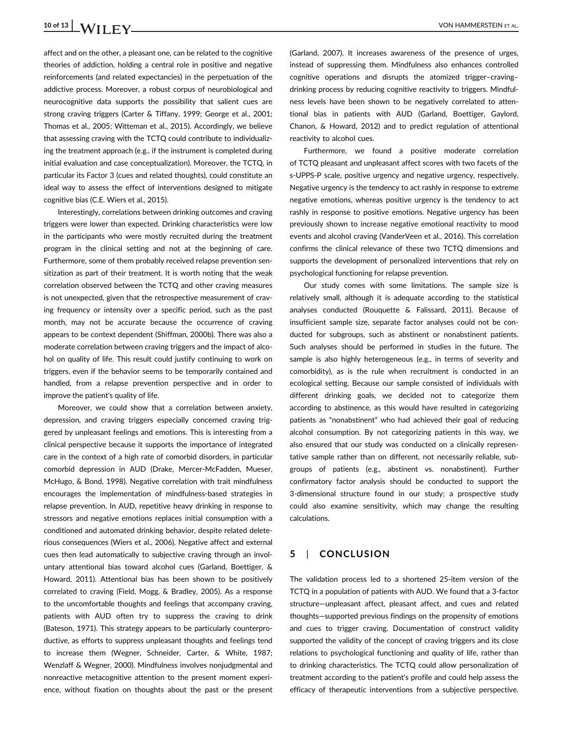affect and on the other, a pleasant one, can be related to the cognitive theories of addiction, holding a central role in positive and negative reinforcements (and related expectancies) in the perpetuation of the addictive process. Moreover, a robust corpus of neurobiological and neurocognitive data supports the possibility that salient cues are strong craving triggers (Carter & Tiffany, 1999; George et al., 2001; Thomas et al., 2005; Witteman et al., 2015). Accordingly, we believe that assessing craving with the TCTQ could contribute to individualizing the treatment approach (e.g., if the instrument is completed during initial evaluation and case conceptualization). Moreover, the TCTQ, in particular its Factor 3 (cues and related thoughts), could constitute an ideal way to assess the effect of interventions designed to mitigate cognitive bias (C.E. Wiers et al., 2015).

Interestingly, correlations between drinking outcomes and craving triggers were lower than expected. Drinking characteristics were low in the participants who were mostly recruited during the treatment program in the clinical setting and not at the beginning of care. Furthermore, some of them probably received relapse prevention sensitization as part of their treatment. It is worth noting that the weak correlation observed between the TCTQ and other craving measures is not unexpected, given that the retrospective measurement of craving frequency or intensity over a specific period, such as the past month, may not be accurate because the occurrence of craving appears to be context dependent (Shiffman, 2000b). There was also a moderate correlation between craving triggers and the impact of alcohol on quality of life. This result could justify continuing to work on triggers, even if the behavior seems to be temporarily contained and handled, from a relapse prevention perspective and in order to improve the patient's quality of life.

Moreover, we could show that a correlation between anxiety, depression, and craving triggers especially concerned craving triggered by unpleasant feelings and emotions. This is interesting from a clinical perspective because it supports the importance of integrated care in the context of a high rate of comorbid disorders, in particular comorbid depression in AUD (Drake, Mercer-McFadden, Mueser, McHugo, & Bond, 1998). Negative correlation with trait mindfulness encourages the implementation of mindfulness-based strategies in relapse prevention. In AUD, repetitive heavy drinking in response to stressors and negative emotions replaces initial consumption with a conditioned and automated drinking behavior, despite related deleterious consequences (Wiers et al., 2006). Negative affect and external cues then lead automatically to subjective craving through an involuntary attentional bias toward alcohol cues (Garland, Boettiger, & Howard, 2011). Attentional bias has been shown to be positively correlated to craving (Field, Mogg, & Bradley, 2005). As a response to the uncomfortable thoughts and feelings that accompany craving, patients with AUD often try to suppress the craving to drink (Bateson, 1971). This strategy appears to be particularly counterproductive, as efforts to suppress unpleasant thoughts and feelings tend to increase them (Wegner, Schneider, Carter, & White, 1987; Wenzlaff & Wegner, 2000). Mindfulness involves nonjudgmental and nonreactive metacognitive attention to the present moment experience, without fixation on thoughts about the past or the present (Garland, 2007). It increases awareness of the presence of urges, instead of suppressing them. Mindfulness also enhances controlled cognitive operations and disrupts the atomized trigger–craving–drinking process by reducing cognitive reactivity to triggers. Mindfulness levels have been shown to be negatively correlated to attentional bias in patients with AUD (Garland, Boettiger, Gaylord, Chanon, & Howard, 2012) and to predict regulation of attentional reactivity to alcohol cues.

Furthermore, we found a positive moderate correlation of TCTQ pleasant and unpleasant affect scores with two facets of the s-UPPS-P scale, positive urgency and negative urgency, respectively. Negative urgency is the tendency to act rashly in response to extreme negative emotions, whereas positive urgency is the tendency to act rashly in response to positive emotions. Negative urgency has been previously shown to increase negative emotional reactivity to mood events and alcohol craving (VanderVeen et al., 2016). This correlation confirms the clinical relevance of these two TCTQ dimensions and supports the development of personalized interventions that rely on psychological functioning for relapse prevention.

Our study comes with some limitations. The sample size is relatively small, although it is adequate according to the statistical analyses conducted (Rouquette & Falissard, 2011). Because of insufficient sample size, separate factor analyses could not be conducted for subgroups, such as abstinent or nonabstinent patients. Such analyses should be performed in studies in the future. The sample is also highly heterogeneous (e.g., in terms of severity and comorbidity), as is the rule when recruitment is conducted in an ecological setting. Because our sample consisted of individuals with different drinking goals, we decided not to categorize them according to abstinence, as this would have resulted in categorizing patients as "nonabstinent" who had achieved their goal of reducing alcohol consumption. By not categorizing patients in this way, we also ensured that our study was conducted on a clinically representative sample rather than on different, not necessarily reliable, subgroups of patients (e.g., abstinent vs. nonabstinent). Further confirmatory factor analysis should be conducted to support the 3-dimensional structure found in our study; a prospective study could also examine sensitivity, which may change the resulting calculations.

## 5 | CONCLUSION

The validation process led to a shortened 25-item version of the TCTQ in a population of patients with AUD. We found that a 3-factor structure—unpleasant affect, pleasant affect, and cues and related thoughts—supported previous findings on the propensity of emotions and cues to trigger craving. Documentation of construct validity supported the validity of the concept of craving triggers and its close relations to psychological functioning and quality of life, rather than to drinking characteristics. The TCTQ could allow personalization of treatment according to the patient's profile and could help assess the efficacy of therapeutic interventions from a subjective perspective.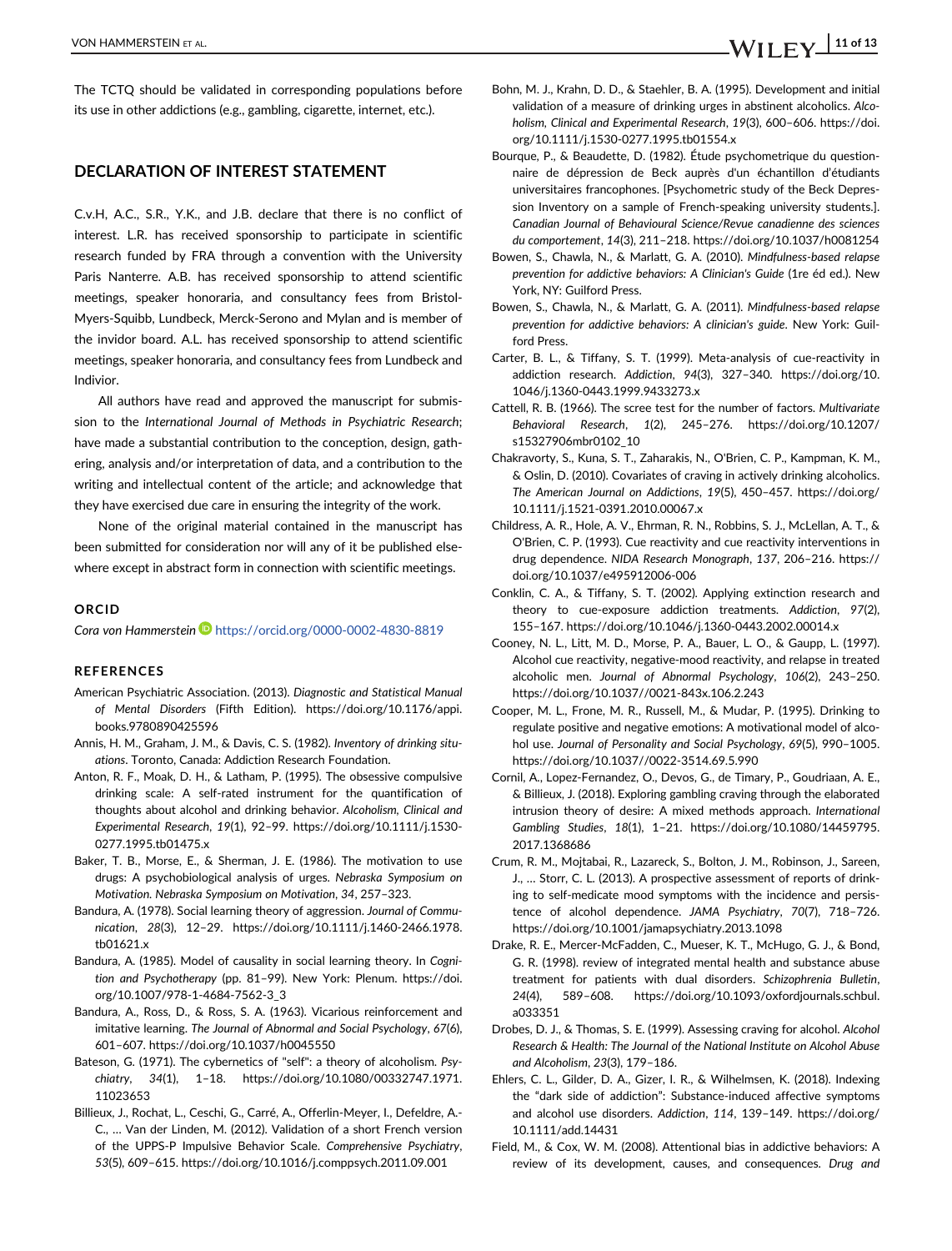The TCTQ should be validated in corresponding populations before its use in other addictions (e.g., gambling, cigarette, internet, etc.).

## DECLARATION OF INTEREST STATEMENT

C.v.H, A.C., S.R., Y.K., and J.B. declare that there is no conflict of interest. L.R. has received sponsorship to participate in scientific research funded by FRA through a convention with the University Paris Nanterre. A.B. has received sponsorship to attend scientific meetings, speaker honoraria, and consultancy fees from Bristol-Myers-Squibb, Lundbeck, Merck-Serono and Mylan and is member of the invidor board. A.L. has received sponsorship to attend scientific meetings, speaker honoraria, and consultancy fees from Lundbeck and Indivior.

All authors have read and approved the manuscript for submission to the *International Journal of Methods in Psychiatric Research*; have made a substantial contribution to the conception, design, gathering, analysis and/or interpretation of data, and a contribution to the writing and intellectual content of the article; and acknowledge that they have exercised due care in ensuring the integrity of the work.

None of the original material contained in the manuscript has been submitted for consideration nor will any of it be published elsewhere except in abstract form in connection with scientific meetings.

### ORCID

*Cora von Hammerstein* https://orcid.org/0000-0002-4830-8819

### REFERENCES

American Psychiatric Association. (2013). *Diagnostic and Statistical Manual of Mental Disorders* (Fifth Edition). https://doi.org/10.1176/appi.books.9780890425596

Annis, H. M., Graham, J. M., & Davis, C. S. (1982). *Inventory of drinking situations*. Toronto, Canada: Addiction Research Foundation.

Anton, R. F., Moak, D. H., & Latham, P. (1995). The obsessive compulsive drinking scale: A self-rated instrument for the quantification of thoughts about alcohol and drinking behavior. *Alcoholism, Clinical and Experimental Research*, *19*(1), 92–99. https://doi.org/10.1111/j.1530-0277.1995.tb01475.x

Baker, T. B., Morse, E., & Sherman, J. E. (1986). The motivation to use drugs: A psychobiological analysis of urges. *Nebraska Symposium on Motivation. Nebraska Symposium on Motivation*, *34*, 257–323.

Bandura, A. (1978). Social learning theory of aggression. *Journal of Communication*, *28*(3), 12–29. https://doi.org/10.1111/j.1460-2466.1978.tb01621.x

Bandura, A. (1985). Model of causality in social learning theory. In *Cognition and Psychotherapy* (pp. 81–99). New York: Plenum. https://doi.org/10.1007/978-1-4684-7562-3_3

Bandura, A., Ross, D., & Ross, S. A. (1963). Vicarious reinforcement and imitative learning. *The Journal of Abnormal and Social Psychology*, *67*(6), 601–607. https://doi.org/10.1037/h0045550

Bateson, G. (1971). The cybernetics of "self": a theory of alcoholism. *Psychiatry*, *34*(1), 1–18. https://doi.org/10.1080/00332747.1971.11023653

Billieux, J., Rochat, L., Ceschi, G., Carré, A., Offerlin-Meyer, I., Defeldre, A.-C., … Van der Linden, M. (2012). Validation of a short French version of the UPPS-P Impulsive Behavior Scale. *Comprehensive Psychiatry*, *53*(5), 609–615. https://doi.org/10.1016/j.comppsych.2011.09.001

Bohn, M. J., Krahn, D. D., & Staehler, B. A. (1995). Development and initial validation of a measure of drinking urges in abstinent alcoholics. *Alcoholism, Clinical and Experimental Research*, *19*(3), 600–606. https://doi.org/10.1111/j.1530-0277.1995.tb01554.x

Bourque, P., & Beaudette, D. (1982). Étude psychometrique du questionnaire de dépression de Beck auprès d'un échantillon d'étudiants universitaires francophones. [Psychometric study of the Beck Depression Inventory on a sample of French-speaking university students.]. *Canadian Journal of Behavioural Science/Revue canadienne des sciences du comportement*, *14*(3), 211–218. https://doi.org/10.1037/h0081254

Bowen, S., Chawla, N., & Marlatt, G. A. (2010). *Mindfulness-based relapse prevention for addictive behaviors: A Clinician's Guide* (1re éd ed.). New York, NY: Guilford Press.

Bowen, S., Chawla, N., & Marlatt, G. A. (2011). *Mindfulness-based relapse prevention for addictive behaviors: A clinician's guide*. New York: Guilford Press.

Carter, B. L., & Tiffany, S. T. (1999). Meta-analysis of cue-reactivity in addiction research. *Addiction*, *94*(3), 327–340. https://doi.org/10.1046/j.1360-0443.1999.9433273.x

Cattell, R. B. (1966). The scree test for the number of factors. *Multivariate Behavioral Research*, *1*(2), 245–276. https://doi.org/10.1207/s15327906mbr0102_10

Chakravorty, S., Kuna, S. T., Zaharakis, N., O'Brien, C. P., Kampman, K. M., & Oslin, D. (2010). Covariates of craving in actively drinking alcoholics. *The American Journal on Addictions*, *19*(5), 450–457. https://doi.org/10.1111/j.1521-0391.2010.00067.x

Childress, A. R., Hole, A. V., Ehrman, R. N., Robbins, S. J., McLellan, A. T., & O'Brien, C. P. (1993). Cue reactivity and cue reactivity interventions in drug dependence. *NIDA Research Monograph*, *137*, 206–216. https://doi.org/10.1037/e495912006-006

Conklin, C. A., & Tiffany, S. T. (2002). Applying extinction research and theory to cue-exposure addiction treatments. *Addiction*, *97*(2), 155–167. https://doi.org/10.1046/j.1360-0443.2002.00014.x

Cooney, N. L., Litt, M. D., Morse, P. A., Bauer, L. O., & Gaupp, L. (1997). Alcohol cue reactivity, negative-mood reactivity, and relapse in treated alcoholic men. *Journal of Abnormal Psychology*, *106*(2), 243–250. https://doi.org/10.1037//0021-843x.106.2.243

Cooper, M. L., Frone, M. R., Russell, M., & Mudar, P. (1995). Drinking to regulate positive and negative emotions: A motivational model of alcohol use. *Journal of Personality and Social Psychology*, *69*(5), 990–1005. https://doi.org/10.1037//0022-3514.69.5.990

Cornil, A., Lopez-Fernandez, O., Devos, G., de Timary, P., Goudriaan, A. E., & Billieux, J. (2018). Exploring gambling craving through the elaborated intrusion theory of desire: A mixed methods approach. *International Gambling Studies*, *18*(1), 1–21. https://doi.org/10.1080/14459795.2017.1368686

Crum, R. M., Mojtabai, R., Lazareck, S., Bolton, J. M., Robinson, J., Sareen, J., … Storr, C. L. (2013). A prospective assessment of reports of drinking to self-medicate mood symptoms with the incidence and persistence of alcohol dependence. *JAMA Psychiatry*, *70*(7), 718–726. https://doi.org/10.1001/jamapsychiatry.2013.1098

Drake, R. E., Mercer-McFadden, C., Mueser, K. T., McHugo, G. J., & Bond, G. R. (1998). review of integrated mental health and substance abuse treatment for patients with dual disorders. *Schizophrenia Bulletin*, *24*(4), 589–608. https://doi.org/10.1093/oxfordjournals.schbul.a033351

Drobes, D. J., & Thomas, S. E. (1999). Assessing craving for alcohol. *Alcohol Research & Health: The Journal of the National Institute on Alcohol Abuse and Alcoholism*, *23*(3), 179–186.

Ehlers, C. L., Gilder, D. A., Gizer, I. R., & Wilhelmsen, K. (2018). Indexing the "dark side of addiction": Substance-induced affective symptoms and alcohol use disorders. *Addiction*, *114*, 139–149. https://doi.org/10.1111/add.14431

Field, M., & Cox, W. M. (2008). Attentional bias in addictive behaviors: A review of its development, causes, and consequences. *Drug and*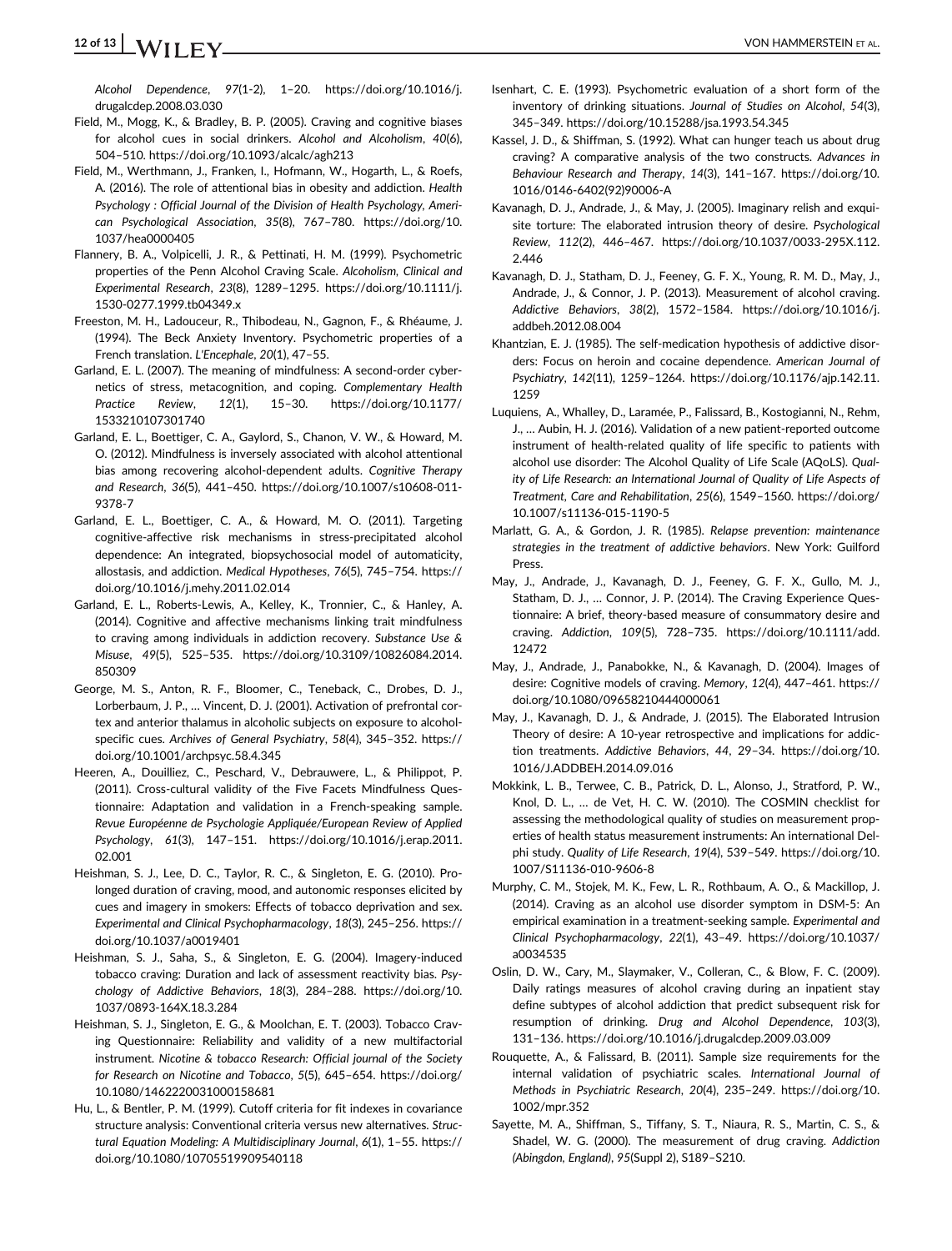*Alcohol Dependence*, *97*(1-2), 1–20. https://doi.org/10.1016/j.drugalcdep.2008.03.030

Field, M., Mogg, K., & Bradley, B. P. (2005). Craving and cognitive biases for alcohol cues in social drinkers. *Alcohol and Alcoholism*, *40*(6), 504–510. https://doi.org/10.1093/alcalc/agh213

Field, M., Werthmann, J., Franken, I., Hofmann, W., Hogarth, L., & Roefs, A. (2016). The role of attentional bias in obesity and addiction. *Health Psychology : Official Journal of the Division of Health Psychology, American Psychological Association*, *35*(8), 767–780. https://doi.org/10.1037/hea0000405

Flannery, B. A., Volpicelli, J. R., & Pettinati, H. M. (1999). Psychometric properties of the Penn Alcohol Craving Scale. *Alcoholism, Clinical and Experimental Research*, *23*(8), 1289–1295. https://doi.org/10.1111/j.1530-0277.1999.tb04349.x

Freeston, M. H., Ladouceur, R., Thibodeau, N., Gagnon, F., & Rhéaume, J. (1994). The Beck Anxiety Inventory. Psychometric properties of a French translation. *L'Encephale*, *20*(1), 47–55.

Garland, E. L. (2007). The meaning of mindfulness: A second-order cybernetics of stress, metacognition, and coping. *Complementary Health Practice Review*, *12*(1), 15–30. https://doi.org/10.1177/1533210107301740

Garland, E. L., Boettiger, C. A., Gaylord, S., Chanon, V. W., & Howard, M. O. (2012). Mindfulness is inversely associated with alcohol attentional bias among recovering alcohol-dependent adults. *Cognitive Therapy and Research*, *36*(5), 441–450. https://doi.org/10.1007/s10608-011-9378-7

Garland, E. L., Boettiger, C. A., & Howard, M. O. (2011). Targeting cognitive-affective risk mechanisms in stress-precipitated alcohol dependence: An integrated, biopsychosocial model of automaticity, allostasis, and addiction. *Medical Hypotheses*, *76*(5), 745–754. https://doi.org/10.1016/j.mehy.2011.02.014

Garland, E. L., Roberts-Lewis, A., Kelley, K., Tronnier, C., & Hanley, A. (2014). Cognitive and affective mechanisms linking trait mindfulness to craving among individuals in addiction recovery. *Substance Use & Misuse*, *49*(5), 525–535. https://doi.org/10.3109/10826084.2014.850309

George, M. S., Anton, R. F., Bloomer, C., Teneback, C., Drobes, D. J., Lorberbaum, J. P., … Vincent, D. J. (2001). Activation of prefrontal cortex and anterior thalamus in alcoholic subjects on exposure to alcohol-specific cues. *Archives of General Psychiatry*, *58*(4), 345–352. https://doi.org/10.1001/archpsyc.58.4.345

Heeren, A., Douilliez, C., Peschard, V., Debrauwere, L., & Philippot, P. (2011). Cross-cultural validity of the Five Facets Mindfulness Questionnaire: Adaptation and validation in a French-speaking sample. *Revue Européenne de Psychologie Appliquée/European Review of Applied Psychology*, *61*(3), 147–151. https://doi.org/10.1016/j.erap.2011.02.001

Heishman, S. J., Lee, D. C., Taylor, R. C., & Singleton, E. G. (2010). Prolonged duration of craving, mood, and autonomic responses elicited by cues and imagery in smokers: Effects of tobacco deprivation and sex. *Experimental and Clinical Psychopharmacology*, *18*(3), 245–256. https://doi.org/10.1037/a0019401

Heishman, S. J., Saha, S., & Singleton, E. G. (2004). Imagery-induced tobacco craving: Duration and lack of assessment reactivity bias. *Psychology of Addictive Behaviors*, *18*(3), 284–288. https://doi.org/10.1037/0893-164X.18.3.284

Heishman, S. J., Singleton, E. G., & Moolchan, E. T. (2003). Tobacco Craving Questionnaire: Reliability and validity of a new multifactorial instrument. *Nicotine & tobacco Research: Official journal of the Society for Research on Nicotine and Tobacco*, *5*(5), 645–654. https://doi.org/10.1080/1462220031000158681

Hu, L., & Bentler, P. M. (1999). Cutoff criteria for fit indexes in covariance structure analysis: Conventional criteria versus new alternatives. *Structural Equation Modeling: A Multidisciplinary Journal*, *6*(1), 1–55. https://doi.org/10.1080/10705519909540118

Isenhart, C. E. (1993). Psychometric evaluation of a short form of the inventory of drinking situations. *Journal of Studies on Alcohol*, *54*(3), 345–349. https://doi.org/10.15288/jsa.1993.54.345

Kassel, J. D., & Shiffman, S. (1992). What can hunger teach us about drug craving? A comparative analysis of the two constructs. *Advances in Behaviour Research and Therapy*, *14*(3), 141–167. https://doi.org/10.1016/0146-6402(92)90006-A

Kavanagh, D. J., Andrade, J., & May, J. (2005). Imaginary relish and exquisite torture: The elaborated intrusion theory of desire. *Psychological Review*, *112*(2), 446–467. https://doi.org/10.1037/0033-295X.112.2.446

Kavanagh, D. J., Statham, D. J., Feeney, G. F. X., Young, R. M. D., May, J., Andrade, J., & Connor, J. P. (2013). Measurement of alcohol craving. *Addictive Behaviors*, *38*(2), 1572–1584. https://doi.org/10.1016/j.addbeh.2012.08.004

Khantzian, E. J. (1985). The self-medication hypothesis of addictive disorders: Focus on heroin and cocaine dependence. *American Journal of Psychiatry*, *142*(11), 1259–1264. https://doi.org/10.1176/ajp.142.11.1259

Luquiens, A., Whalley, D., Laramée, P., Falissard, B., Kostogianni, N., Rehm, J., … Aubin, H. J. (2016). Validation of a new patient-reported outcome instrument of health-related quality of life specific to patients with alcohol use disorder: The Alcohol Quality of Life Scale (AQoLS). *Quality of Life Research: an International Journal of Quality of Life Aspects of Treatment, Care and Rehabilitation*, *25*(6), 1549–1560. https://doi.org/10.1007/s11136-015-1190-5

Marlatt, G. A., & Gordon, J. R. (1985). *Relapse prevention: maintenance strategies in the treatment of addictive behaviors*. New York: Guilford Press.

May, J., Andrade, J., Kavanagh, D. J., Feeney, G. F. X., Gullo, M. J., Statham, D. J., … Connor, J. P. (2014). The Craving Experience Questionnaire: A brief, theory-based measure of consummatory desire and craving. *Addiction*, *109*(5), 728–735. https://doi.org/10.1111/add.12472

May, J., Andrade, J., Panabokke, N., & Kavanagh, D. (2004). Images of desire: Cognitive models of craving. *Memory*, *12*(4), 447–461. https://doi.org/10.1080/09658210444000061

May, J., Kavanagh, D. J., & Andrade, J. (2015). The Elaborated Intrusion Theory of desire: A 10-year retrospective and implications for addiction treatments. *Addictive Behaviors*, *44*, 29–34. https://doi.org/10.1016/J.ADDBEH.2014.09.016

Mokkink, L. B., Terwee, C. B., Patrick, D. L., Alonso, J., Stratford, P. W., Knol, D. L., … de Vet, H. C. W. (2010). The COSMIN checklist for assessing the methodological quality of studies on measurement properties of health status measurement instruments: An international Delphi study. *Quality of Life Research*, *19*(4), 539–549. https://doi.org/10.1007/S11136-010-9606-8

Murphy, C. M., Stojek, M. K., Few, L. R., Rothbaum, A. O., & Mackillop, J. (2014). Craving as an alcohol use disorder symptom in DSM-5: An empirical examination in a treatment-seeking sample. *Experimental and Clinical Psychopharmacology*, *22*(1), 43–49. https://doi.org/10.1037/a0034535

Oslin, D. W., Cary, M., Slaymaker, V., Colleran, C., & Blow, F. C. (2009). Daily ratings measures of alcohol craving during an inpatient stay define subtypes of alcohol addiction that predict subsequent risk for resumption of drinking. *Drug and Alcohol Dependence*, *103*(3), 131–136. https://doi.org/10.1016/j.drugalcdep.2009.03.009

Rouquette, A., & Falissard, B. (2011). Sample size requirements for the internal validation of psychiatric scales. *International Journal of Methods in Psychiatric Research*, *20*(4), 235–249. https://doi.org/10.1002/mpr.352

Sayette, M. A., Shiffman, S., Tiffany, S. T., Niaura, R. S., Martin, C. S., & Shadel, W. G. (2000). The measurement of drug craving. *Addiction (Abingdon, England)*, *95*(Suppl 2), S189–S210.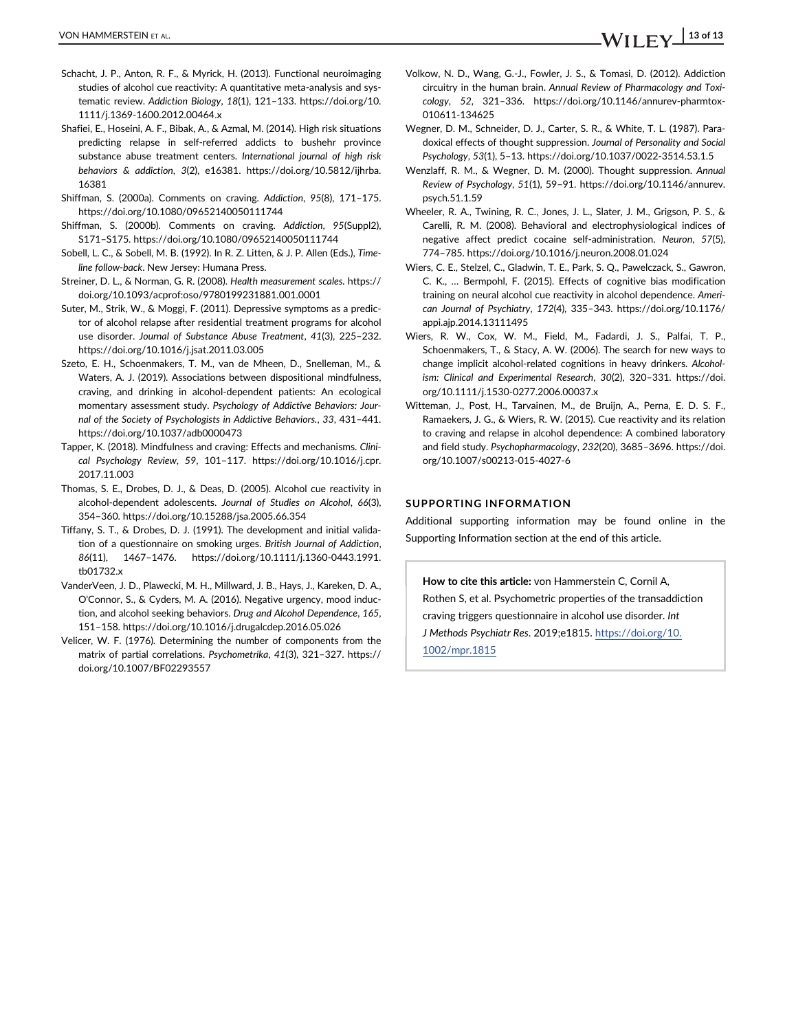Schacht, J. P., Anton, R. F., & Myrick, H. (2013). Functional neuroimaging studies of alcohol cue reactivity: A quantitative meta-analysis and systematic review. *Addiction Biology*, *18*(1), 121–133. https://doi.org/10.1111/j.1369-1600.2012.00464.x

Shafiei, E., Hoseini, A. F., Bibak, A., & Azmal, M. (2014). High risk situations predicting relapse in self-referred addicts to bushehr province substance abuse treatment centers. *International journal of high risk behaviors & addiction*, *3*(2), e16381. https://doi.org/10.5812/ijhrba.16381

Shiffman, S. (2000a). Comments on craving. *Addiction*, *95*(8), 171–175. https://doi.org/10.1080/09652140050111744

Shiffman, S. (2000b). Comments on craving. *Addiction*, *95*(Suppl2), S171–S175. https://doi.org/10.1080/09652140050111744

Sobell, L. C., & Sobell, M. B. (1992). In R. Z. Litten, & J. P. Allen (Eds.), *Timeline follow-back*. New Jersey: Humana Press.

Streiner, D. L., & Norman, G. R. (2008). *Health measurement scales*. https://doi.org/10.1093/acprof:oso/9780199231881.001.0001

Suter, M., Strik, W., & Moggi, F. (2011). Depressive symptoms as a predictor of alcohol relapse after residential treatment programs for alcohol use disorder. *Journal of Substance Abuse Treatment*, *41*(3), 225–232. https://doi.org/10.1016/j.jsat.2011.03.005

Szeto, E. H., Schoenmakers, T. M., van de Mheen, D., Snelleman, M., & Waters, A. J. (2019). Associations between dispositional mindfulness, craving, and drinking in alcohol-dependent patients: An ecological momentary assessment study. *Psychology of Addictive Behaviors: Journal of the Society of Psychologists in Addictive Behaviors.*, *33*, 431–441. https://doi.org/10.1037/adb0000473

Tapper, K. (2018). Mindfulness and craving: Effects and mechanisms. *Clinical Psychology Review*, *59*, 101–117. https://doi.org/10.1016/j.cpr.2017.11.003

Thomas, S. E., Drobes, D. J., & Deas, D. (2005). Alcohol cue reactivity in alcohol-dependent adolescents. *Journal of Studies on Alcohol*, *66*(3), 354–360. https://doi.org/10.15288/jsa.2005.66.354

Tiffany, S. T., & Drobes, D. J. (1991). The development and initial validation of a questionnaire on smoking urges. *British Journal of Addiction*, *86*(11), 1467–1476. https://doi.org/10.1111/j.1360-0443.1991.tb01732.x

VanderVeen, J. D., Plawecki, M. H., Millward, J. B., Hays, J., Kareken, D. A., O'Connor, S., & Cyders, M. A. (2016). Negative urgency, mood induction, and alcohol seeking behaviors. *Drug and Alcohol Dependence*, *165*, 151–158. https://doi.org/10.1016/j.drugalcdep.2016.05.026

Velicer, W. F. (1976). Determining the number of components from the matrix of partial correlations. *Psychometrika*, *41*(3), 321–327. https://doi.org/10.1007/BF02293557

Volkow, N. D., Wang, G.-J., Fowler, J. S., & Tomasi, D. (2012). Addiction circuitry in the human brain. *Annual Review of Pharmacology and Toxicology*, *52*, 321–336. https://doi.org/10.1146/annurev-pharmtox-010611-134625

Wegner, D. M., Schneider, D. J., Carter, S. R., & White, T. L. (1987). Paradoxical effects of thought suppression. *Journal of Personality and Social Psychology*, *53*(1), 5–13. https://doi.org/10.1037/0022-3514.53.1.5

Wenzlaff, R. M., & Wegner, D. M. (2000). Thought suppression. *Annual Review of Psychology*, *51*(1), 59–91. https://doi.org/10.1146/annurev.psych.51.1.59

Wheeler, R. A., Twining, R. C., Jones, J. L., Slater, J. M., Grigson, P. S., & Carelli, R. M. (2008). Behavioral and electrophysiological indices of negative affect predict cocaine self-administration. *Neuron*, *57*(5), 774–785. https://doi.org/10.1016/j.neuron.2008.01.024

Wiers, C. E., Stelzel, C., Gladwin, T. E., Park, S. Q., Pawelczack, S., Gawron, C. K., … Bermpohl, F. (2015). Effects of cognitive bias modification training on neural alcohol cue reactivity in alcohol dependence. *American Journal of Psychiatry*, *172*(4), 335–343. https://doi.org/10.1176/appi.ajp.2014.13111495

Wiers, R. W., Cox, W. M., Field, M., Fadardi, J. S., Palfai, T. P., Schoenmakers, T., & Stacy, A. W. (2006). The search for new ways to change implicit alcohol-related cognitions in heavy drinkers. *Alcoholism: Clinical and Experimental Research*, *30*(2), 320–331. https://doi.org/10.1111/j.1530-0277.2006.00037.x

Witteman, J., Post, H., Tarvainen, M., de Bruijn, A., Perna, E. D. S. F., Ramaekers, J. G., & Wiers, R. W. (2015). Cue reactivity and its relation to craving and relapse in alcohol dependence: A combined laboratory and field study. *Psychopharmacology*, *232*(20), 3685–3696. https://doi.org/10.1007/s00213-015-4027-6

## SUPPORTING INFORMATION

Additional supporting information may be found online in the Supporting Information section at the end of this article.

**How to cite this article:** von Hammerstein C, Cornil A, Rothen S, et al. Psychometric properties of the transaddiction craving triggers questionnaire in alcohol use disorder. *Int J Methods Psychiatr Res*. 2019;e1815. https://doi.org/10.1002/mpr.1815